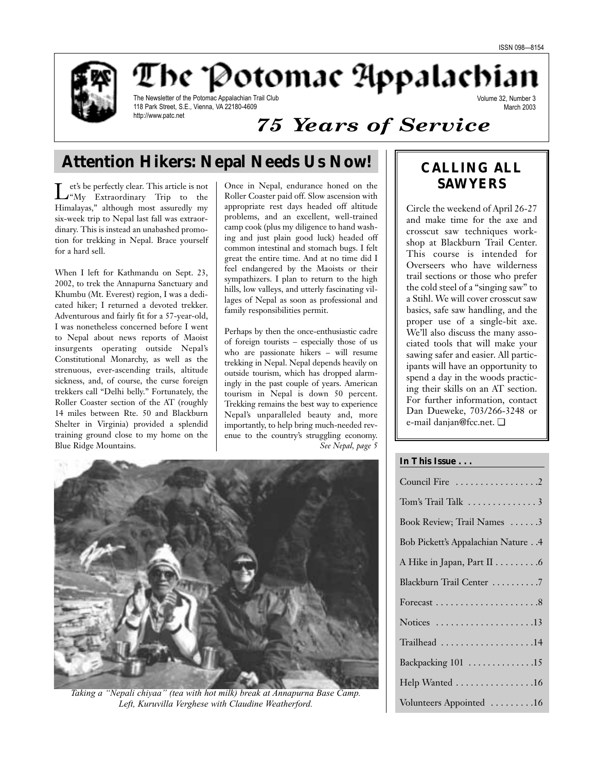ISSN 098—8154

# The Potomac Appalachian

The Newsletter of the Potomac Appalachian Trail Club
118 Park Street, S.E., Vienna, VA 22180-4609
http://www.patc.net

Volume 32, Number 3
March 2003

## *75 Years of Service*

## Attention Hikers: Nepal Needs Us Now!

Let's be perfectly clear. This article is not "My Extraordinary Trip to the Himalayas," although most assuredly my six-week trip to Nepal last fall was extraordinary. This is instead an unabashed promotion for trekking in Nepal. Brace yourself for a hard sell.

When I left for Kathmandu on Sept. 23, 2002, to trek the Annapurna Sanctuary and Khumbu (Mt. Everest) region, I was a dedicated hiker; I returned a devoted trekker. Adventurous and fairly fit for a 57-year-old, I was nonetheless concerned before I went to Nepal about news reports of Maoist insurgents operating outside Nepal's Constitutional Monarchy, as well as the strenuous, ever-ascending trails, altitude sickness, and, of course, the curse foreign trekkers call "Delhi belly." Fortunately, the Roller Coaster section of the AT (roughly 14 miles between Rte. 50 and Blackburn Shelter in Virginia) provided a splendid training ground close to my home on the Blue Ridge Mountains.

Once in Nepal, endurance honed on the Roller Coaster paid off. Slow ascension with appropriate rest days headed off altitude problems, and an excellent, well-trained camp cook (plus my diligence to hand washing and just plain good luck) headed off common intestinal and stomach bugs. I felt great the entire time. And at no time did I feel endangered by the Maoists or their sympathizers. I plan to return to the high hills, low valleys, and utterly fascinating villages of Nepal as soon as professional and family responsibilities permit.

Perhaps by then the once-enthusiastic cadre of foreign tourists – especially those of us who are passionate hikers – will resume trekking in Nepal. Nepal depends heavily on outside tourism, which has dropped alarmingly in the past couple of years. American tourism in Nepal is down 50 percent. Trekking remains the best way to experience Nepal's unparalleled beauty and, more importantly, to help bring much-needed revenue to the country's struggling economy.

*See Nepal, page 5*

*Taking a "Nepali chiyaa" (tea with hot milk) break at Annapurna Base Camp. Left, Kuruvilla Verghese with Claudine Weatherford.*

## CALLING ALL SAWYERS

Circle the weekend of April 26-27 and make time for the axe and crosscut saw techniques workshop at Blackburn Trail Center. This course is intended for Overseers who have wilderness trail sections or those who prefer the cold steel of a "singing saw" to a Stihl. We will cover crosscut saw basics, safe saw handling, and the proper use of a single-bit axe. We'll also discuss the many associated tools that will make your sawing safer and easier. All participants will have an opportunity to spend a day in the woods practicing their skills on an AT section. For further information, contact Dan Dueweke, 703/266-3248 or e-mail danjan@fcc.net. ❑

### In This Issue . . .

| | |
|---|---|
| Council Fire | 2 |
| Tom's Trail Talk | 3 |
| Book Review; Trail Names | 3 |
| Bob Pickett's Appalachian Nature | 4 |
| A Hike in Japan, Part II | 6 |
| Blackburn Trail Center | 7 |
| Forecast | 8 |
| Notices | 13 |
| Trailhead | 14 |
| Backpacking 101 | 15 |
| Help Wanted | 16 |
| Volunteers Appointed | 16 |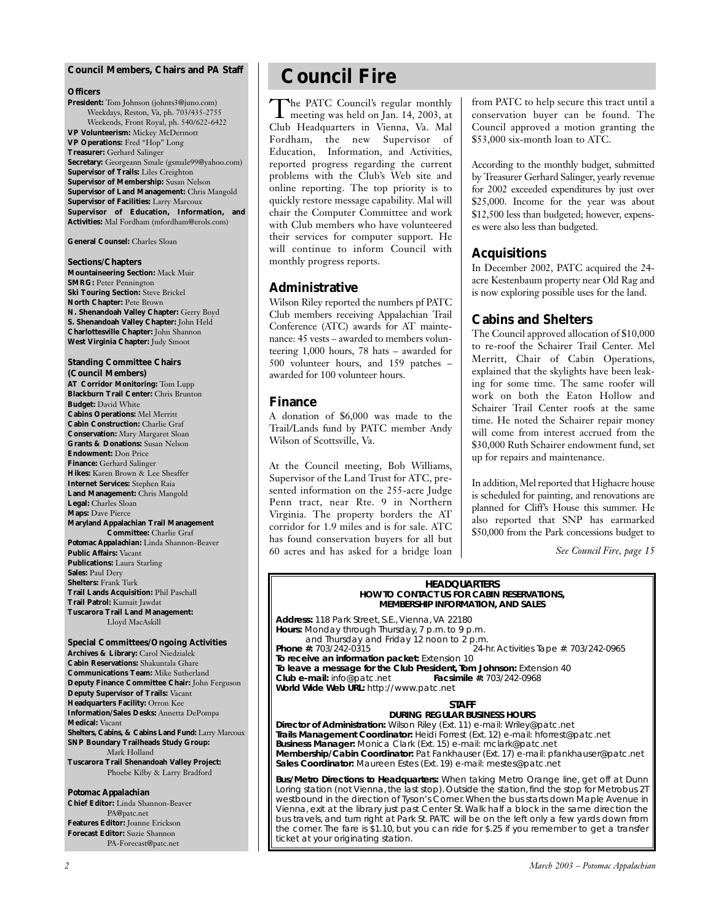## Council Members, Chairs and PA Staff

**Officers**

**President:** Tom Johnson (johnts3@juno.com)
Weekdays, Reston, Va, ph. 703/435-2755
Weekends, Front Royal, ph. 540/622-6422
**VP Volunteerism:** Mickey McDermott
**VP Operations:** Fred "Hop" Long
**Treasurer:** Gerhard Salinger
**Secretary:** Georgeann Smale (gsmale99@yahoo.com)
**Supervisor of Trails:** Liles Creighton
**Supervisor of Membership:** Susan Nelson
**Supervisor of Land Management:** Chris Mangold
**Supervisor of Facilities:** Larry Marcoux
**Supervisor of Education, Information, and Activities:** Mal Fordham (mfordham@erols.com)

**General Counsel:** Charles Sloan

**Sections/Chapters**

**Mountaineering Section:** Mack Muir
**SMRG:** Peter Pennington
**Ski Touring Section:** Steve Brickel
**North Chapter:** Pete Brown
**N. Shenandoah Valley Chapter:** Gerry Boyd
**S. Shenandoah Valley Chapter:** John Held
**Charlottesville Chapter:** John Shannon
**West Virginia Chapter:** Judy Smoot

**Standing Committee Chairs (Council Members)**

**AT Corridor Monitoring:** Tom Lupp
**Blackburn Trail Center:** Chris Brunton
**Budget:** David White
**Cabins Operations:** Mel Merritt
**Cabin Construction:** Charlie Graf
**Conservation:** Mary Margaret Sloan
**Grants & Donations:** Susan Nelson
**Endowment:** Don Price
**Finance:** Gerhard Salinger
**Hikes:** Karen Brown & Lee Sheaffer
**Internet Services:** Stephen Raia
**Land Management:** Chris Mangold
**Legal:** Charles Sloan
**Maps:** Dave Pierce
**Maryland Appalachian Trail Management Committee:** Charlie Graf
**Potomac Appalachian:** Linda Shannon-Beaver
**Public Affairs:** Vacant
**Publications:** Laura Starling
**Sales:** Paul Dery
**Shelters:** Frank Turk
**Trail Lands Acquisition:** Phil Paschall
**Trail Patrol:** Kumait Jawdat
**Tuscarora Trail Land Management:** Lloyd MacAskill

**Special Committees/Ongoing Activities**

**Archives & Library:** Carol Niedzialek
**Cabin Reservations:** Shakuntala Ghare
**Communications Team:** Mike Sutherland
**Deputy Finance Committee Chair:** John Ferguson
**Deputy Supervisor of Trails:** Vacant
**Headquarters Facility:** Orron Kee
**Information/Sales Desks:** Annetta DePompa
**Medical:** Vacant
**Shelters, Cabins, & Cabins Land Fund:** Larry Marcoux
**SNP Boundary Trailheads Study Group:** Mark Holland
**Tuscarora Trail Shenandoah Valley Project:** Phoebe Kilby & Larry Bradford

**Potomac Appalachian**

**Chief Editor:** Linda Shannon-Beaver
PA@patc.net
**Features Editor:** Joanne Erickson
**Forecast Editor:** Suzie Shannon
PA-Forecast@patc.net

# Council Fire

The PATC Council's regular monthly meeting was held on Jan. 14, 2003, at Club Headquarters in Vienna, Va. Mal Fordham, the new Supervisor of Education, Information, and Activities, reported progress regarding the current problems with the Club's Web site and online reporting. The top priority is to quickly restore message capability. Mal will chair the Computer Committee and work with Club members who have volunteered their services for computer support. He will continue to inform Council with monthly progress reports.

## Administrative

Wilson Riley reported the numbers pf PATC Club members receiving Appalachian Trail Conference (ATC) awards for AT maintenance: 45 vests – awarded to members volunteering 1,000 hours, 78 hats – awarded for 500 volunteer hours, and 159 patches – awarded for 100 volunteer hours.

## Finance

A donation of $6,000 was made to the Trail/Lands fund by PATC member Andy Wilson of Scottsville, Va.

At the Council meeting, Bob Williams, Supervisor of the Land Trust for ATC, presented information on the 255-acre Judge Penn tract, near Rte. 9 in Northern Virginia. The property borders the AT corridor for 1.9 miles and is for sale. ATC has found conservation buyers for all but 60 acres and has asked for a bridge loan from PATC to help secure this tract until a conservation buyer can be found. The Council approved a motion granting the $53,000 six-month loan to ATC.

According to the monthly budget, submitted by Treasurer Gerhard Salinger, yearly revenue for 2002 exceeded expenditures by just over $25,000. Income for the year was about $12,500 less than budgeted; however, expenses were also less than budgeted.

## Acquisitions

In December 2002, PATC acquired the 24-acre Kestenbaum property near Old Rag and is now exploring possible uses for the land.

## Cabins and Shelters

The Council approved allocation of $10,000 to re-roof the Schairer Trail Center. Mel Merritt, Chair of Cabin Operations, explained that the skylights have been leaking for some time. The same roofer will work on both the Eaton Hollow and Schairer Trail Center roofs at the same time. He noted the Schairer repair money will come from interest accrued from the $30,000 Ruth Schairer endowment fund, set up for repairs and maintenance.

In addition, Mel reported that Highacre house is scheduled for painting, and renovations are planned for Cliff's House this summer. He also reported that SNP has earmarked $50,000 from the Park concessions budget to

*See Council Fire, page 15*

---

**HEADQUARTERS**
**HOW TO CONTACT US FOR CABIN RESERVATIONS, MEMBERSHIP INFORMATION, AND SALES**

**Address:** 118 Park Street, S.E., Vienna, VA 22180
**Hours:** Monday through Thursday, 7 p.m. to 9 p.m.
and Thursday and Friday 12 noon to 2 p.m.
**Phone #:** 703/242-0315 24-hr. Activities Tape #: 703/242-0965
**To receive an information packet:** Extension 10
**To leave a message for the Club President, Tom Johnson:** Extension 40
**Club e-mail:** info@patc.net **Facsimile #:** 703/242-0968
**World Wide Web URL:** http://www.patc.net

**STAFF**
**DURING REGULAR BUSINESS HOURS**

**Director of Administration:** Wilson Riley (Ext. 11) e-mail: Wriley@patc.net
**Trails Management Coordinator:** Heidi Forrest (Ext. 12) e-mail: hforrest@patc.net
**Business Manager:** Monica Clark (Ext. 15) e-mail: mclark@patc.net
**Membership/Cabin Coordinator:** Pat Fankhauser (Ext. 17) e-mail: pfankhauser@patc.net
**Sales Coordinator:** Maureen Estes (Ext. 19) e-mail: mestes@patc.net

**Bus/Metro Directions to Headquarters:** When taking Metro Orange line, get off at Dunn Loring station (not Vienna, the last stop). Outside the station, find the stop for Metrobus 2T westbound in the direction of Tyson's Corner. When the bus starts down Maple Avenue in Vienna, exit at the library just past Center St. Walk half a block in the same direction the bus travels, and turn right at Park St. PATC will be on the left only a few yards down from the corner. The fare is $1.10, but you can ride for $.25 if you remember to get a transfer ticket at your originating station.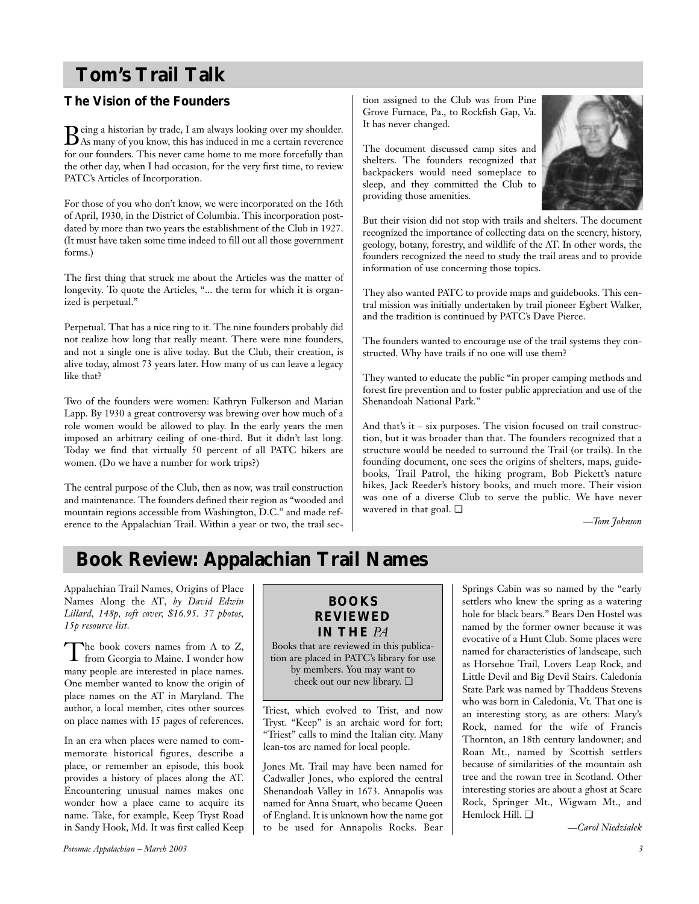# Tom's Trail Talk

## The Vision of the Founders

Being a historian by trade, I am always looking over my shoulder. As many of you know, this has induced in me a certain reverence for our founders. This never came home to me more forcefully than the other day, when I had occasion, for the very first time, to review PATC's Articles of Incorporation.

For those of you who don't know, we were incorporated on the 16th of April, 1930, in the District of Columbia. This incorporation post-dated by more than two years the establishment of the Club in 1927. (It must have taken some time indeed to fill out all those government forms.)

The first thing that struck me about the Articles was the matter of longevity. To quote the Articles, "... the term for which it is organized is perpetual."

Perpetual. That has a nice ring to it. The nine founders probably did not realize how long that really meant. There were nine founders, and not a single one is alive today. But the Club, their creation, is alive today, almost 73 years later. How many of us can leave a legacy like that?

Two of the founders were women: Kathryn Fulkerson and Marian Lapp. By 1930 a great controversy was brewing over how much of a role women would be allowed to play. In the early years the men imposed an arbitrary ceiling of one-third. But it didn't last long. Today we find that virtually 50 percent of all PATC hikers are women. (Do we have a number for work trips?)

The central purpose of the Club, then as now, was trail construction and maintenance. The founders defined their region as "wooded and mountain regions accessible from Washington, D.C." and made reference to the Appalachian Trail. Within a year or two, the trail section assigned to the Club was from Pine Grove Furnace, Pa., to Rockfish Gap, Va. It has never changed.

The document discussed camp sites and shelters. The founders recognized that backpackers would need someplace to sleep, and they committed the Club to providing those amenities.

But their vision did not stop with trails and shelters. The document recognized the importance of collecting data on the scenery, history, geology, botany, forestry, and wildlife of the AT. In other words, the founders recognized the need to study the trail areas and to provide information of use concerning those topics.

They also wanted PATC to provide maps and guidebooks. This central mission was initially undertaken by trail pioneer Egbert Walker, and the tradition is continued by PATC's Dave Pierce.

The founders wanted to encourage use of the trail systems they constructed. Why have trails if no one will use them?

They wanted to educate the public "in proper camping methods and forest fire prevention and to foster public appreciation and use of the Shenandoah National Park."

And that's it – six purposes. The vision focused on trail construction, but it was broader than that. The founders recognized that a structure would be needed to surround the Trail (or trails). In the founding document, one sees the origins of shelters, maps, guidebooks, Trail Patrol, the hiking program, Bob Pickett's nature hikes, Jack Reeder's history books, and much more. Their vision was one of a diverse Club to serve the public. We have never wavered in that goal. ❑

*—Tom Johnson*

# Book Review: Appalachian Trail Names

Appalachian Trail Names, Origins of Place Names Along the AT, *by David Edwin Lillard, 148p, soft cover, $16.95. 37 photos, 15p resource list.*

The book covers names from A to Z, from Georgia to Maine. I wonder how many people are interested in place names. One member wanted to know the origin of place names on the AT in Maryland. The author, a local member, cites other sources on place names with 15 pages of references.

In an era when places were named to commemorate historical figures, describe a place, or remember an episode, this book provides a history of places along the AT. Encountering unusual names makes one wonder how a place came to acquire its name. Take, for example, Keep Tryst Road in Sandy Hook, Md. It was first called Keep Triest, which evolved to Trist, and now Tryst. "Keep" is an archaic word for fort; "Triest" calls to mind the Italian city. Many lean-tos are named for local people.

Jones Mt. Trail may have been named for Cadwaller Jones, who explored the central Shenandoah Valley in 1673. Annapolis was named for Anna Stuart, who became Queen of England. It is unknown how the name got to be used for Annapolis Rocks. Bear Springs Cabin was so named by the "early settlers who knew the spring as a watering hole for black bears." Bears Den Hostel was named by the former owner because it was evocative of a Hunt Club. Some places were named for characteristics of landscape, such as Horsehoe Trail, Lovers Leap Rock, and Little Devil and Big Devil Stairs. Caledonia State Park was named by Thaddeus Stevens who was born in Caledonia, Vt. That one is an interesting story, as are others: Mary's Rock, named for the wife of Francis Thornton, an 18th century landowner; and Roan Mt., named by Scottish settlers because of similarities of the mountain ash tree and the rowan tree in Scotland. Other interesting stories are about a ghost at Scare Rock, Springer Mt., Wigwam Mt., and Hemlock Hill. ❑

*—Carol Niedzialek*

> **BOOKS REVIEWED IN THE *PA***
>
> Books that are reviewed in this publication are placed in PATC's library for use by members. You may want to check out our new library. ❑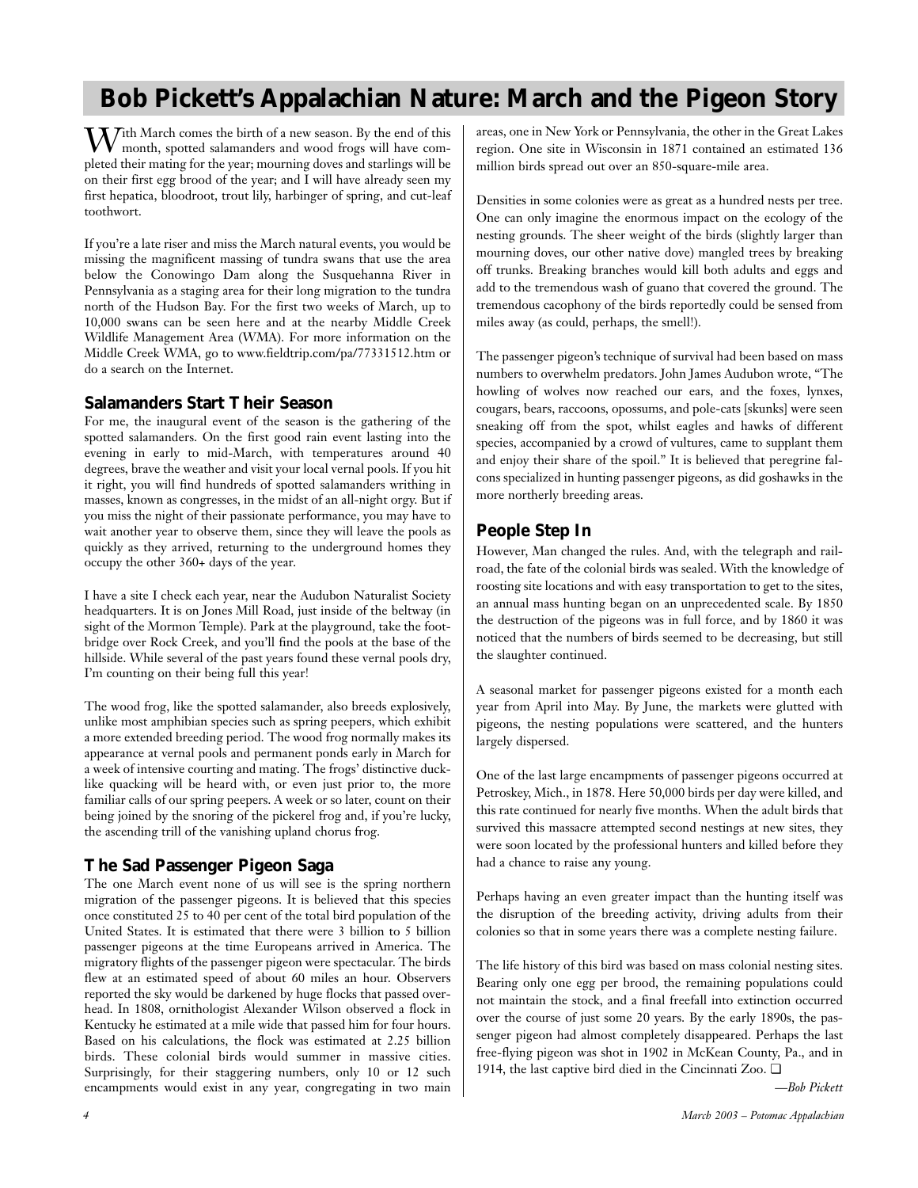# Bob Pickett's Appalachian Nature: March and the Pigeon Story

With March comes the birth of a new season. By the end of this month, spotted salamanders and wood frogs will have completed their mating for the year; mourning doves and starlings will be on their first egg brood of the year; and I will have already seen my first hepatica, bloodroot, trout lily, harbinger of spring, and cut-leaf toothwort.

If you're a late riser and miss the March natural events, you would be missing the magnificent massing of tundra swans that use the area below the Conowingo Dam along the Susquehanna River in Pennsylvania as a staging area for their long migration to the tundra north of the Hudson Bay. For the first two weeks of March, up to 10,000 swans can be seen here and at the nearby Middle Creek Wildlife Management Area (WMA). For more information on the Middle Creek WMA, go to www.fieldtrip.com/pa/77331512.htm or do a search on the Internet.

## Salamanders Start Their Season

For me, the inaugural event of the season is the gathering of the spotted salamanders. On the first good rain event lasting into the evening in early to mid-March, with temperatures around 40 degrees, brave the weather and visit your local vernal pools. If you hit it right, you will find hundreds of spotted salamanders writhing in masses, known as congresses, in the midst of an all-night orgy. But if you miss the night of their passionate performance, you may have to wait another year to observe them, since they will leave the pools as quickly as they arrived, returning to the underground homes they occupy the other 360+ days of the year.

I have a site I check each year, near the Audubon Naturalist Society headquarters. It is on Jones Mill Road, just inside of the beltway (in sight of the Mormon Temple). Park at the playground, take the footbridge over Rock Creek, and you'll find the pools at the base of the hillside. While several of the past years found these vernal pools dry, I'm counting on their being full this year!

The wood frog, like the spotted salamander, also breeds explosively, unlike most amphibian species such as spring peepers, which exhibit a more extended breeding period. The wood frog normally makes its appearance at vernal pools and permanent ponds early in March for a week of intensive courting and mating. The frogs' distinctive duck-like quacking will be heard with, or even just prior to, the more familiar calls of our spring peepers. A week or so later, count on their being joined by the snoring of the pickerel frog and, if you're lucky, the ascending trill of the vanishing upland chorus frog.

## The Sad Passenger Pigeon Saga

The one March event none of us will see is the spring northern migration of the passenger pigeons. It is believed that this species once constituted 25 to 40 per cent of the total bird population of the United States. It is estimated that there were 3 billion to 5 billion passenger pigeons at the time Europeans arrived in America. The migratory flights of the passenger pigeon were spectacular. The birds flew at an estimated speed of about 60 miles an hour. Observers reported the sky would be darkened by huge flocks that passed overhead. In 1808, ornithologist Alexander Wilson observed a flock in Kentucky he estimated at a mile wide that passed him for four hours. Based on his calculations, the flock was estimated at 2.25 billion birds. These colonial birds would summer in massive cities. Surprisingly, for their staggering numbers, only 10 or 12 such encampments would exist in any year, congregating in two main areas, one in New York or Pennsylvania, the other in the Great Lakes region. One site in Wisconsin in 1871 contained an estimated 136 million birds spread out over an 850-square-mile area.

Densities in some colonies were as great as a hundred nests per tree. One can only imagine the enormous impact on the ecology of the nesting grounds. The sheer weight of the birds (slightly larger than mourning doves, our other native dove) mangled trees by breaking off trunks. Breaking branches would kill both adults and eggs and add to the tremendous wash of guano that covered the ground. The tremendous cacophony of the birds reportedly could be sensed from miles away (as could, perhaps, the smell!).

The passenger pigeon's technique of survival had been based on mass numbers to overwhelm predators. John James Audubon wrote, "The howling of wolves now reached our ears, and the foxes, lynxes, cougars, bears, raccoons, opossums, and pole-cats [skunks] were seen sneaking off from the spot, whilst eagles and hawks of different species, accompanied by a crowd of vultures, came to supplant them and enjoy their share of the spoil." It is believed that peregrine falcons specialized in hunting passenger pigeons, as did goshawks in the more northerly breeding areas.

## People Step In

However, Man changed the rules. And, with the telegraph and railroad, the fate of the colonial birds was sealed. With the knowledge of roosting site locations and with easy transportation to get to the sites, an annual mass hunting began on an unprecedented scale. By 1850 the destruction of the pigeons was in full force, and by 1860 it was noticed that the numbers of birds seemed to be decreasing, but still the slaughter continued.

A seasonal market for passenger pigeons existed for a month each year from April into May. By June, the markets were glutted with pigeons, the nesting populations were scattered, and the hunters largely dispersed.

One of the last large encampments of passenger pigeons occurred at Petroskey, Mich., in 1878. Here 50,000 birds per day were killed, and this rate continued for nearly five months. When the adult birds that survived this massacre attempted second nestings at new sites, they were soon located by the professional hunters and killed before they had a chance to raise any young.

Perhaps having an even greater impact than the hunting itself was the disruption of the breeding activity, driving adults from their colonies so that in some years there was a complete nesting failure.

The life history of this bird was based on mass colonial nesting sites. Bearing only one egg per brood, the remaining populations could not maintain the stock, and a final freefall into extinction occurred over the course of just some 20 years. By the early 1890s, the passenger pigeon had almost completely disappeared. Perhaps the last free-flying pigeon was shot in 1902 in McKean County, Pa., and in 1914, the last captive bird died in the Cincinnati Zoo. ❑

*—Bob Pickett*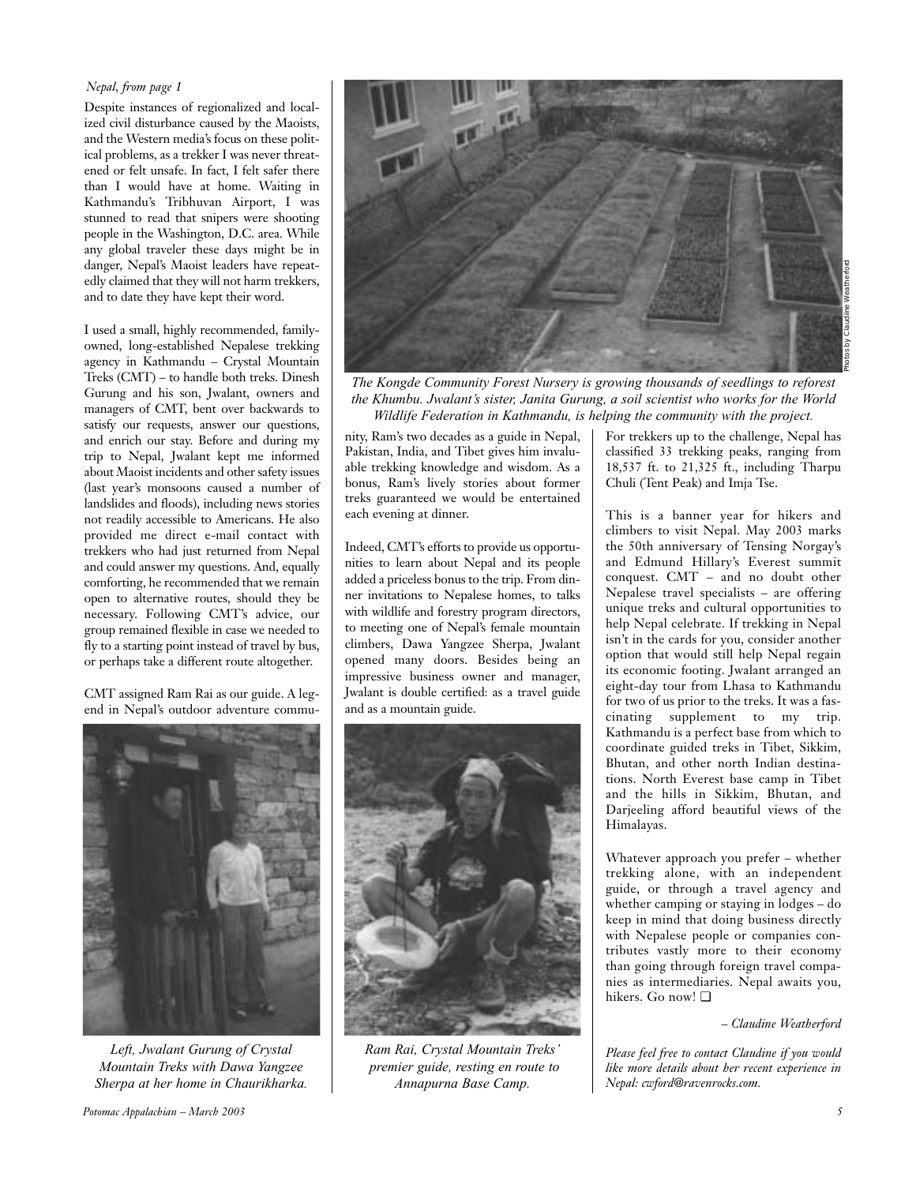*Nepal, from page 1*

Despite instances of regionalized and localized civil disturbance caused by the Maoists, and the Western media's focus on these political problems, as a trekker I was never threatened or felt unsafe. In fact, I felt safer there than I would have at home. Waiting in Kathmandu's Tribhuvan Airport, I was stunned to read that snipers were shooting people in the Washington, D.C. area. While any global traveler these days might be in danger, Nepal's Maoist leaders have repeatedly claimed that they will not harm trekkers, and to date they have kept their word.

I used a small, highly recommended, family-owned, long-established Nepalese trekking agency in Kathmandu – Crystal Mountain Treks (CMT) – to handle both treks. Dinesh Gurung and his son, Jwalant, owners and managers of CMT, bent over backwards to satisfy our requests, answer our questions, and enrich our stay. Before and during my trip to Nepal, Jwalant kept me informed about Maoist incidents and other safety issues (last year's monsoons caused a number of landslides and floods), including news stories not readily accessible to Americans. He also provided me direct e-mail contact with trekkers who had just returned from Nepal and could answer my questions. And, equally comforting, he recommended that we remain open to alternative routes, should they be necessary. Following CMT's advice, our group remained flexible in case we needed to fly to a starting point instead of travel by bus, or perhaps take a different route altogether.

CMT assigned Ram Rai as our guide. A legend in Nepal's outdoor adventure community, Ram's two decades as a guide in Nepal, Pakistan, India, and Tibet gives him invaluable trekking knowledge and wisdom. As a bonus, Ram's lively stories about former treks guaranteed we would be entertained each evening at dinner.

Indeed, CMT's efforts to provide us opportunities to learn about Nepal and its people added a priceless bonus to the trip. From dinner invitations to Nepalese homes, to talks with wildlife and forestry program directors, to meeting one of Nepal's female mountain climbers, Dawa Yangzee Sherpa, Jwalant opened many doors. Besides being an impressive business owner and manager, Jwalant is double certified: as a travel guide and as a mountain guide.

For trekkers up to the challenge, Nepal has classified 33 trekking peaks, ranging from 18,537 ft. to 21,325 ft., including Tharpu Chuli (Tent Peak) and Imja Tse.

This is a banner year for hikers and climbers to visit Nepal. May 2003 marks the 50th anniversary of Tensing Norgay's and Edmund Hillary's Everest summit conquest. CMT – and no doubt other Nepalese travel specialists – are offering unique treks and cultural opportunities to help Nepal celebrate. If trekking in Nepal isn't in the cards for you, consider another option that would still help Nepal regain its economic footing. Jwalant arranged an eight-day tour from Lhasa to Kathmandu for two of us prior to the treks. It was a fascinating supplement to my trip. Kathmandu is a perfect base from which to coordinate guided treks in Tibet, Sikkim, Bhutan, and other north Indian destinations. North Everest base camp in Tibet and the hills in Sikkim, Bhutan, and Darjeeling afford beautiful views of the Himalayas.

Whatever approach you prefer – whether trekking alone, with an independent guide, or through a travel agency and whether camping or staying in lodges – do keep in mind that doing business directly with Nepalese people or companies contributes vastly more to their economy than going through foreign travel companies as intermediaries. Nepal awaits you, hikers. Go now! ❑

*– Claudine Weatherford*

*Please feel free to contact Claudine if you would like more details about her recent experience in Nepal: cwford@ravenrocks.com.*

*The Kongde Community Forest Nursery is growing thousands of seedlings to reforest the Khumbu. Jwalant's sister, Janita Gurung, a soil scientist who works for the World Wildlife Federation in Kathmandu, is helping the community with the project.*

Photos by Claudine Weatherford

*Left, Jwalant Gurung of Crystal Mountain Treks with Dawa Yangzee Sherpa at her home in Chaurikharka.*

*Ram Rai, Crystal Mountain Treks' premier guide, resting en route to Annapurna Base Camp.*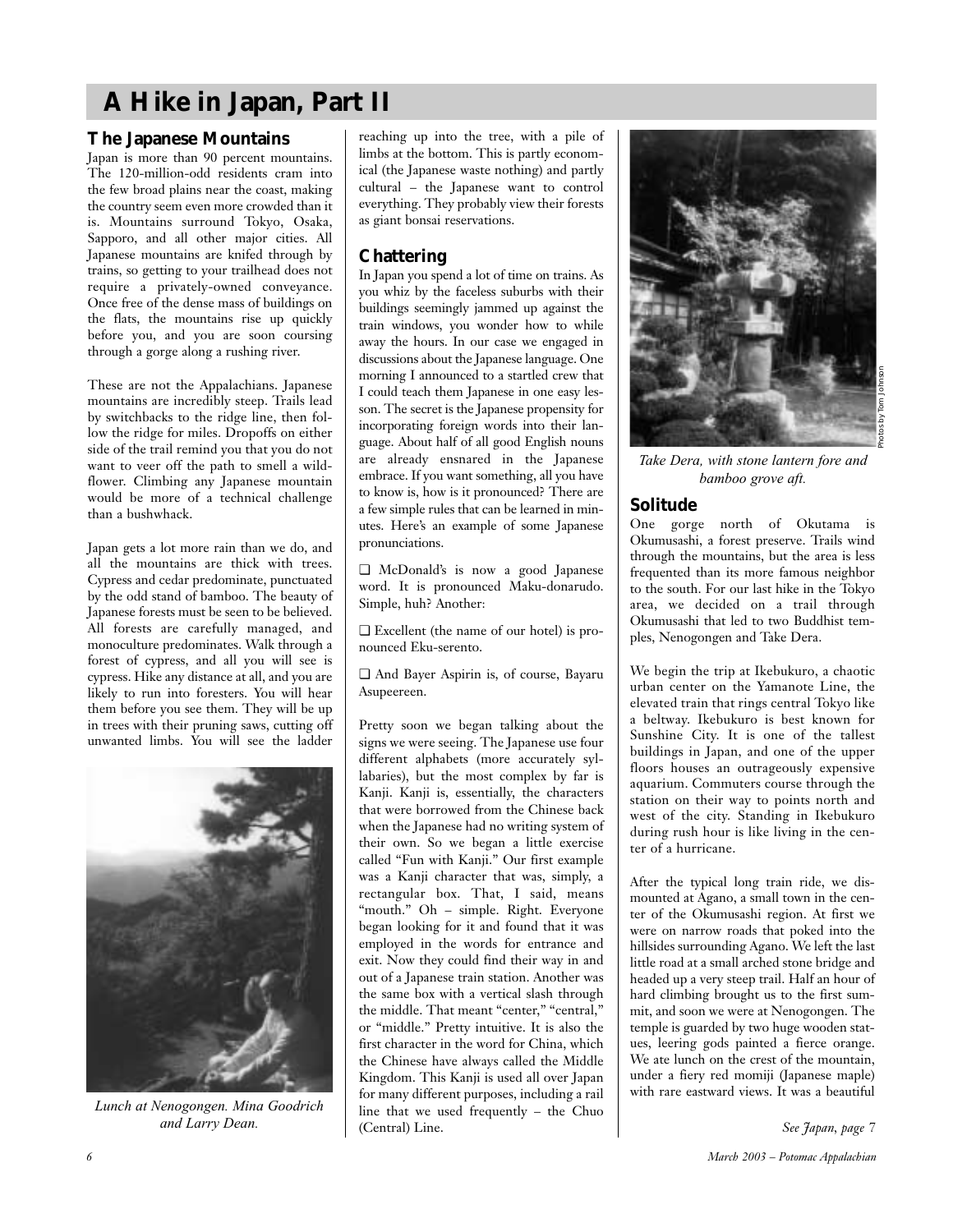# A Hike in Japan, Part II

## The Japanese Mountains

Japan is more than 90 percent mountains. The 120-million-odd residents cram into the few broad plains near the coast, making the country seem even more crowded than it is. Mountains surround Tokyo, Osaka, Sapporo, and all other major cities. All Japanese mountains are knifed through by trains, so getting to your trailhead does not require a privately-owned conveyance. Once free of the dense mass of buildings on the flats, the mountains rise up quickly before you, and you are soon coursing through a gorge along a rushing river.

These are not the Appalachians. Japanese mountains are incredibly steep. Trails lead by switchbacks to the ridge line, then follow the ridge for miles. Dropoffs on either side of the trail remind you that you do not want to veer off the path to smell a wildflower. Climbing any Japanese mountain would be more of a technical challenge than a bushwhack.

Japan gets a lot more rain than we do, and all the mountains are thick with trees. Cypress and cedar predominate, punctuated by the odd stand of bamboo. The beauty of Japanese forests must be seen to be believed. All forests are carefully managed, and monoculture predominates. Walk through a forest of cypress, and all you will see is cypress. Hike any distance at all, and you are likely to run into foresters. You will hear them before you see them. They will be up in trees with their pruning saws, cutting off unwanted limbs. You will see the ladder reaching up into the tree, with a pile of limbs at the bottom. This is partly economical (the Japanese waste nothing) and partly cultural – the Japanese want to control everything. They probably view their forests as giant bonsai reservations.

*Lunch at Nenogongen. Mina Goodrich and Larry Dean.*

## Chattering

In Japan you spend a lot of time on trains. As you whiz by the faceless suburbs with their buildings seemingly jammed up against the train windows, you wonder how to while away the hours. In our case we engaged in discussions about the Japanese language. One morning I announced to a startled crew that I could teach them Japanese in one easy lesson. The secret is the Japanese propensity for incorporating foreign words into their language. About half of all good English nouns are already ensnared in the Japanese embrace. If you want something, all you have to know is, how is it pronounced? There are a few simple rules that can be learned in minutes. Here's an example of some Japanese pronunciations.

❑ McDonald's is now a good Japanese word. It is pronounced Maku-donarudo. Simple, huh? Another:

❑ Excellent (the name of our hotel) is pronounced Eku-serento.

❑ And Bayer Aspirin is, of course, Bayaru Asupeereen.

Pretty soon we began talking about the signs we were seeing. The Japanese use four different alphabets (more accurately syllabaries), but the most complex by far is Kanji. Kanji is, essentially, the characters that were borrowed from the Chinese back when the Japanese had no writing system of their own. So we began a little exercise called "Fun with Kanji." Our first example was a Kanji character that was, simply, a rectangular box. That, I said, means "mouth." Oh – simple. Right. Everyone began looking for it and found that it was employed in the words for entrance and exit. Now they could find their way in and out of a Japanese train station. Another was the same box with a vertical slash through the middle. That meant "center," "central," or "middle." Pretty intuitive. It is also the first character in the word for China, which the Chinese have always called the Middle Kingdom. This Kanji is used all over Japan for many different purposes, including a rail line that we used frequently – the Chuo (Central) Line.

*Take Dera, with stone lantern fore and bamboo grove aft.*

Photos by Tom Johnson

## Solitude

One gorge north of Okutama is Okumusashi, a forest preserve. Trails wind through the mountains, but the area is less frequented than its more famous neighbor to the south. For our last hike in the Tokyo area, we decided on a trail through Okumusashi that led to two Buddhist temples, Nenogongen and Take Dera.

We begin the trip at Ikebukuro, a chaotic urban center on the Yamanote Line, the elevated train that rings central Tokyo like a beltway. Ikebukuro is best known for Sunshine City. It is one of the tallest buildings in Japan, and one of the upper floors houses an outrageously expensive aquarium. Commuters course through the station on their way to points north and west of the city. Standing in Ikebukuro during rush hour is like living in the center of a hurricane.

After the typical long train ride, we dismounted at Agano, a small town in the center of the Okumusashi region. At first we were on narrow roads that poked into the hillsides surrounding Agano. We left the last little road at a small arched stone bridge and headed up a very steep trail. Half an hour of hard climbing brought us to the first summit, and soon we were at Nenogongen. The temple is guarded by two huge wooden statues, leering gods painted a fierce orange. We ate lunch on the crest of the mountain, under a fiery red momiji (Japanese maple) with rare eastward views. It was a beautiful

*See Japan, page 7*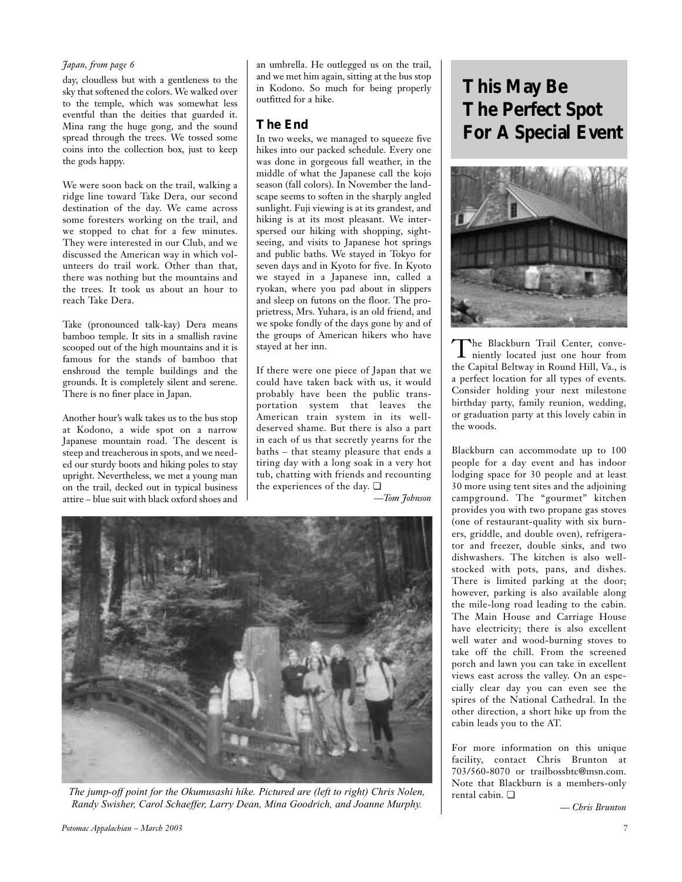*Japan, from page 6*

day, cloudless but with a gentleness to the sky that softened the colors. We walked over to the temple, which was somewhat less eventful than the deities that guarded it. Mina rang the huge gong, and the sound spread through the trees. We tossed some coins into the collection box, just to keep the gods happy.

We were soon back on the trail, walking a ridge line toward Take Dera, our second destination of the day. We came across some foresters working on the trail, and we stopped to chat for a few minutes. They were interested in our Club, and we discussed the American way in which volunteers do trail work. Other than that, there was nothing but the mountains and the trees. It took us about an hour to reach Take Dera.

Take (pronounced talk-kay) Dera means bamboo temple. It sits in a smallish ravine scooped out of the high mountains and it is famous for the stands of bamboo that enshroud the temple buildings and the grounds. It is completely silent and serene. There is no finer place in Japan.

Another hour's walk takes us to the bus stop at Kodono, a wide spot on a narrow Japanese mountain road. The descent is steep and treacherous in spots, and we needed our sturdy boots and hiking poles to stay upright. Nevertheless, we met a young man on the trail, decked out in typical business attire – blue suit with black oxford shoes and an umbrella. He outlegged us on the trail, and we met him again, sitting at the bus stop in Kodono. So much for being properly outfitted for a hike.

## The End

In two weeks, we managed to squeeze five hikes into our packed schedule. Every one was done in gorgeous fall weather, in the middle of what the Japanese call the kojo season (fall colors). In November the landscape seems to soften in the sharply angled sunlight. Fuji viewing is at its grandest, and hiking is at its most pleasant. We interspersed our hiking with shopping, sightseeing, and visits to Japanese hot springs and public baths. We stayed in Tokyo for seven days and in Kyoto for five. In Kyoto we stayed in a Japanese inn, called a ryokan, where you pad about in slippers and sleep on futons on the floor. The proprietress, Mrs. Yuhara, is an old friend, and we spoke fondly of the days gone by and of the groups of American hikers who have stayed at her inn.

If there were one piece of Japan that we could have taken back with us, it would probably have been the public transportation system that leaves the American train system in its well-deserved shame. But there is also a part in each of us that secretly yearns for the baths – that steamy pleasure that ends a tiring day with a long soak in a very hot tub, chatting with friends and recounting the experiences of the day. ❑

*—Tom Johnson*

*The jump-off point for the Okumusashi hike. Pictured are (left to right) Chris Nolen, Randy Swisher, Carol Schaeffer, Larry Dean, Mina Goodrich, and Joanne Murphy.*

# This May Be The Perfect Spot For A Special Event

The Blackburn Trail Center, conveniently located just one hour from the Capital Beltway in Round Hill, Va., is a perfect location for all types of events. Consider holding your next milestone birthday party, family reunion, wedding, or graduation party at this lovely cabin in the woods.

Blackburn can accommodate up to 100 people for a day event and has indoor lodging space for 30 people and at least 30 more using tent sites and the adjoining campground. The "gourmet" kitchen provides you with two propane gas stoves (one of restaurant-quality with six burners, griddle, and double oven), refrigerator and freezer, double sinks, and two dishwashers. The kitchen is also well-stocked with pots, pans, and dishes. There is limited parking at the door; however, parking is also available along the mile-long road leading to the cabin. The Main House and Carriage House have electricity; there is also excellent well water and wood-burning stoves to take off the chill. From the screened porch and lawn you can take in excellent views east across the valley. On an especially clear day you can even see the spires of the National Cathedral. In the other direction, a short hike up from the cabin leads you to the AT.

For more information on this unique facility, contact Chris Brunton at 703/560-8070 or trailbossbtc@msn.com. Note that Blackburn is a members-only rental cabin. ❑

*— Chris Brunton*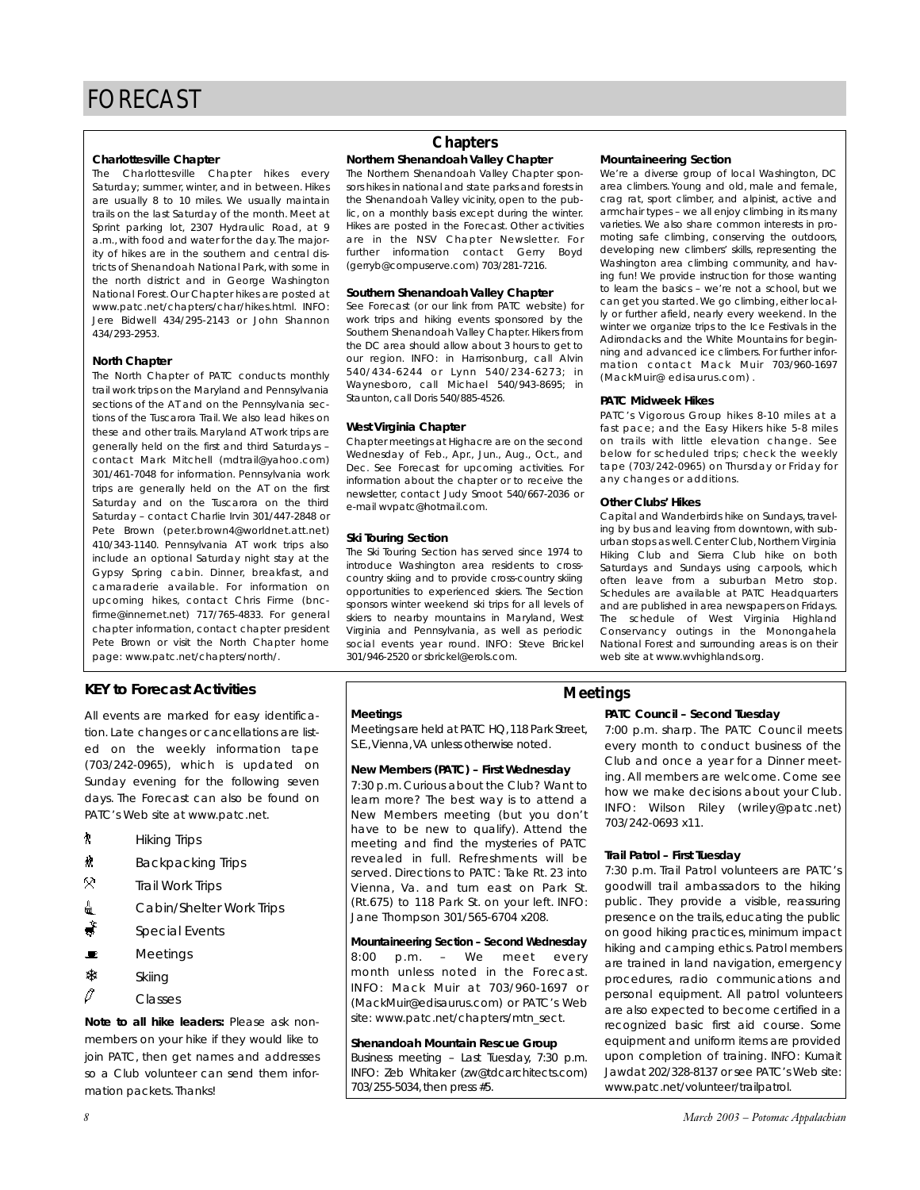# FORECAST

## Chapters

### Charlottesville Chapter

The Charlottesville Chapter hikes every Saturday; summer, winter, and in between. Hikes are usually 8 to 10 miles. We usually maintain trails on the last Saturday of the month. Meet at Sprint parking lot, 2307 Hydraulic Road, at 9 a.m., with food and water for the day. The majority of hikes are in the southern and central districts of Shenandoah National Park, with some in the north district and in George Washington National Forest. Our Chapter hikes are posted at www.patc.net/chapters/char/hikes.html. INFO: Jere Bidwell 434/295-2143 or John Shannon 434/293-2953.

### North Chapter

The North Chapter of PATC conducts monthly trail work trips on the Maryland and Pennsylvania sections of the AT and on the Pennsylvania sections of the Tuscarora Trail. We also lead hikes on these and other trails. Maryland AT work trips are generally held on the first and third Saturdays – contact Mark Mitchell (mdtrail@yahoo.com) 301/461-7048 for information. Pennsylvania work trips are generally held on the AT on the first Saturday and on the Tuscarora on the third Saturday – contact Charlie Irvin 301/447-2848 or Pete Brown (peter.brown4@worldnet.att.net) 410/343-1140. Pennsylvania AT work trips also include an optional Saturday night stay at the Gypsy Spring cabin. Dinner, breakfast, and camaraderie available. For information on upcoming hikes, contact Chris Firme (bncfirme@innernet.net) 717/765-4833. For general chapter information, contact chapter president Pete Brown or visit the North Chapter home page: www.patc.net/chapters/north/.

### Northern Shenandoah Valley Chapter

The Northern Shenandoah Valley Chapter sponsors hikes in national and state parks and forests in the Shenandoah Valley vicinity, open to the public, on a monthly basis except during the winter. Hikes are posted in the Forecast. Other activities are in the NSV Chapter Newsletter. For further information contact Gerry Boyd (gerryb@compuserve.com) 703/281-7216.

### Southern Shenandoah Valley Chapter

See Forecast (or our link from PATC website) for work trips and hiking events sponsored by the Southern Shenandoah Valley Chapter. Hikers from the DC area should allow about 3 hours to get to our region. INFO: in Harrisonburg, call Alvin 540/434-6244 or Lynn 540/234-6273; in Waynesboro, call Michael 540/943-8695; in Staunton, call Doris 540/885-4526.

### West Virginia Chapter

Chapter meetings at Highacre are on the second Wednesday of Feb., Apr., Jun., Aug., Oct., and Dec. See Forecast for upcoming activities. For information about the chapter or to receive the newsletter, contact Judy Smoot 540/667-2036 or e-mail wvpatc@hotmail.com.

### Ski Touring Section

The Ski Touring Section has served since 1974 to introduce Washington area residents to cross-country skiing and to provide cross-country skiing opportunities to experienced skiers. The Section sponsors winter weekend ski trips for all levels of skiers to nearby mountains in Maryland, West Virginia and Pennsylvania, as well as periodic social events year round. INFO: Steve Brickel 301/946-2520 or sbrickel@erols.com.

### Mountaineering Section

We're a diverse group of local Washington, DC area climbers. Young and old, male and female, crag rat, sport climber, and alpinist, active and armchair types – we all enjoy climbing in its many varieties. We also share common interests in promoting safe climbing, conserving the outdoors, developing new climbers' skills, representing the Washington area climbing community, and having fun! We provide instruction for those wanting to learn the basics – we're not a school, but we can get you started. We go climbing, either locally or further afield, nearly every weekend. In the winter we organize trips to the Ice Festivals in the Adirondacks and the White Mountains for beginning and advanced ice climbers. For further information contact Mack Muir 703/960-1697 (MackMuir@edisaurus.com).

### PATC Midweek Hikes

PATC's Vigorous Group hikes 8-10 miles at a fast pace; and the Easy Hikers hike 5-8 miles on trails with little elevation change. See below for scheduled trips; check the weekly tape (703/242-0965) on Thursday or Friday for any changes or additions.

### Other Clubs' Hikes

Capital and Wanderbirds hike on Sundays, traveling by bus and leaving from downtown, with suburban stops as well. Center Club, Northern Virginia Hiking Club and Sierra Club hike on both Saturdays and Sundays using carpools, which often leave from a suburban Metro stop. Schedules are available at PATC Headquarters and are published in area newspapers on Fridays. The schedule of West Virginia Highland Conservancy outings in the Monongahela National Forest and surrounding areas is on their web site at www.wvhighlands.org.

## KEY to Forecast Activities

All events are marked for easy identification. Late changes or cancellations are listed on the weekly information tape (703/242-0965), which is updated on Sunday evening for the following seven days. The Forecast can also be found on PATC's Web site at www.patc.net.

- Hiking Trips
- Backpacking Trips
- Trail Work Trips
- Cabin/Shelter Work Trips
- Special Events
- Meetings
- Skiing
- Classes

**Note to all hike leaders:** Please ask nonmembers on your hike if they would like to join PATC, then get names and addresses so a Club volunteer can send them information packets. Thanks!

## Meetings

### Meetings

Meetings are held at PATC HQ, 118 Park Street, S.E., Vienna, VA unless otherwise noted.

### New Members (PATC) – First Wednesday

7:30 p.m. Curious about the Club? Want to learn more? The best way is to attend a New Members meeting (but you don't have to be new to qualify). Attend the meeting and find the mysteries of PATC revealed in full. Refreshments will be served. Directions to PATC: Take Rt. 23 into Vienna, Va. and turn east on Park St. (Rt.675) to 118 Park St. on your left. INFO: Jane Thompson 301/565-6704 x208.

### Mountaineering Section – Second Wednesday

8:00 p.m. – We meet every month unless noted in the Forecast. INFO: Mack Muir at 703/960-1697 or (MackMuir@edisaurus.com) or PATC's Web site: www.patc.net/chapters/mtn_sect.

### Shenandoah Mountain Rescue Group

Business meeting – Last Tuesday, 7:30 p.m. INFO: Zeb Whitaker (zw@tdcarchitects.com) 703/255-5034, then press #5.

### PATC Council – Second Tuesday

7:00 p.m. sharp. The PATC Council meets every month to conduct business of the Club and once a year for a Dinner meeting. All members are welcome. Come see how we make decisions about your Club. INFO: Wilson Riley (wriley@patc.net) 703/242-0693 x11.

### Trail Patrol – First Tuesday

7:30 p.m. Trail Patrol volunteers are PATC's goodwill trail ambassadors to the hiking public. They provide a visible, reassuring presence on the trails, educating the public on good hiking practices, minimum impact hiking and camping ethics. Patrol members are trained in land navigation, emergency procedures, radio communications and personal equipment. All patrol volunteers are also expected to become certified in a recognized basic first aid course. Some equipment and uniform items are provided upon completion of training. INFO: Kumait Jawdat 202/328-8137 or see PATC's Web site: www.patc.net/volunteer/trailpatrol.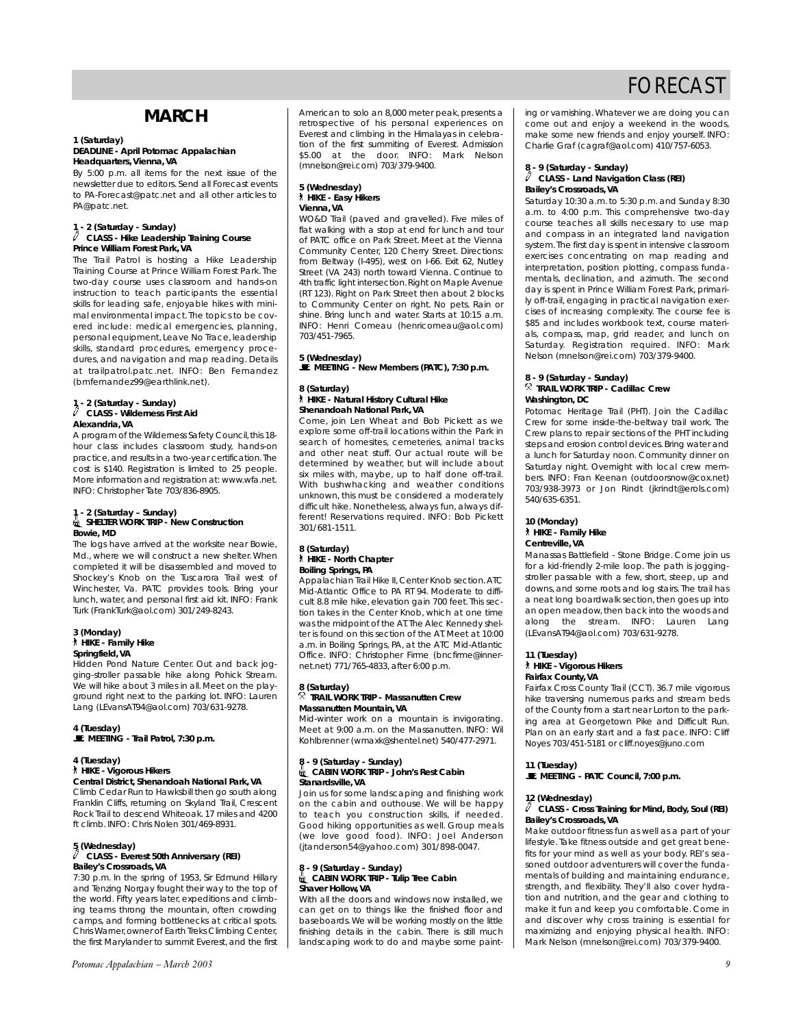# FORECAST

## MARCH

**1 (Saturday)**
**DEADLINE - April Potomac Appalachian Headquarters, Vienna, VA**

By 5:00 p.m. all items for the next issue of the newsletter due to editors. Send all Forecast events to PA-Forecast@patc.net and all other articles to PA@patc.net.

**1 - 2 (Saturday - Sunday)**
**CLASS - Hike Leadership Training Course**
**Prince William Forest Park, VA**

The Trail Patrol is hosting a Hike Leadership Training Course at Prince William Forest Park. The two-day course uses classroom and hands-on instruction to teach participants the essential skills for leading safe, enjoyable hikes with minimal environmental impact. The topics to be covered include: medical emergencies, planning, personal equipment, Leave No Trace, leadership skills, standard procedures, emergency procedures, and navigation and map reading. Details at trailpatrol.patc.net. INFO: Ben Fernandez (bmfernandez99@earthlink.net).

**1 - 2 (Saturday - Sunday)**
**CLASS - Wilderness First Aid**
**Alexandria, VA**

A program of the Wilderness Safety Council, this 18-hour class includes classroom study, hands-on practice, and results in a two-year certification. The cost is $140. Registration is limited to 25 people. More information and registration at: www.wfa.net. INFO: Christopher Tate 703/836-8905.

**1 - 2 (Saturday – Sunday)**
**SHELTER WORK TRIP - New Construction**
**Bowie, MD**

The logs have arrived at the worksite near Bowie, Md., where we will construct a new shelter. When completed it will be disassembled and moved to Shockey's Knob on the Tuscarora Trail west of Winchester, Va. PATC provides tools. Bring your lunch, water, and personal first aid kit. INFO: Frank Turk (FrankTurk@aol.com) 301/249-8243.

**3 (Monday)**
**HIKE - Family Hike**
**Springfield, VA**

Hidden Pond Nature Center. Out and back jogging-stroller passable hike along Pohick Stream. We will hike about 3 miles in all. Meet on the playground right next to the parking lot. INFO: Lauren Lang (LEvansAT94@aol.com) 703/631-9278.

**4 (Tuesday)**
**MEETING - Trail Patrol, 7:30 p.m.**

**4 (Tuesday)**
**HIKE - Vigorous Hikers**
**Central District, Shenandoah National Park, VA**

Climb Cedar Run to Hawksbill then go south along Franklin Cliffs, returning on Skyland Trail, Crescent Rock Trail to descend Whiteoak. 17 miles and 4200 ft climb. INFO: Chris Nolen 301/469-8931.

**5 (Wednesday)**
**CLASS - Everest 50th Anniversary (REI)**
**Bailey's Crossroads, VA**

7:30 p.m. In the spring of 1953, Sir Edmund Hillary and Tenzing Norgay fought their way to the top of the world. Fifty years later, expeditions and climbing teams throng the mountain, often crowding camps, and forming bottlenecks at critical spots. Chris Warner, owner of Earth Treks Climbing Center, the first Marylander to summit Everest, and the first American to solo an 8,000 meter peak, presents a retrospective of his personal experiences on Everest and climbing in the Himalayas in celebration of the first summiting of Everest. Admission $5.00 at the door. INFO: Mark Nelson (mnelson@rei.com) 703/379-9400.

**5 (Wednesday)**
**HIKE - Easy Hikers**
**Vienna, VA**

WO&D Trail (paved and gravelled). Five miles of flat walking with a stop at end for lunch and tour of PATC office on Park Street. Meet at the Vienna Community Center, 120 Cherry Street. Directions: from Beltway (I-495), west on I-66. Exit 62, Nutley Street (VA 243) north toward Vienna. Continue to 4th traffic light intersection. Right on Maple Avenue (RT 123). Right on Park Street then about 2 blocks to Community Center on right. No pets. Rain or shine. Bring lunch and water. Starts at 10:15 a.m. INFO: Henri Comeau (henricomeau@aol.com) 703/451-7965.

**5 (Wednesday)**
**MEETING - New Members (PATC), 7:30 p.m.**

**8 (Saturday)**
**HIKE - Natural History Cultural Hike**
**Shenandoah National Park, VA**

Come, join Len Wheat and Bob Pickett as we explore some off-trail locations within the Park in search of homesites, cemeteries, animal tracks and other neat stuff. Our actual route will be determined by weather, but will include about six miles with, maybe, up to half done off-trail. With bushwhacking and weather conditions unknown, this must be considered a moderately difficult hike. Nonetheless, always fun, always different! Reservations required. INFO: Bob Pickett 301/681-1511.

**8 (Saturday)**
**HIKE - North Chapter**
**Boiling Springs, PA**

Appalachian Trail Hike II, Center Knob section. ATC Mid-Atlantic Office to PA RT 94. Moderate to difficult 8.8 mile hike, elevation gain 700 feet. This section takes in the Center Knob, which at one time was the midpoint of the AT. The Alec Kennedy shelter is found on this section of the AT. Meet at 10:00 a.m. in Boiling Springs, PA, at the ATC Mid-Atlantic Office. INFO: Christopher Firme (bncfirme@innernet.net) 771/765-4833, after 6:00 p.m.

**8 (Saturday)**
**TRAIL WORK TRIP - Massanutten Crew**
**Massanutten Mountain, VA**

Mid-winter work on a mountain is invigorating. Meet at 9:00 a.m. on the Massanutten. INFO: Wil Kohlbrenner (wmaxk@shentel.net) 540/477-2971.

**8 - 9 (Saturday - Sunday)**
**CABIN WORK TRIP - John's Rest Cabin**
**Stanardsville, VA**

Join us for some landscaping and finishing work on the cabin and outhouse. We will be happy to teach you construction skills, if needed. Good hiking opportunities as well. Group meals (we love good food). INFO: Joel Anderson (jtanderson54@yahoo.com) 301/898-0047.

**8 - 9 (Saturday - Sunday)**
**CABIN WORK TRIP - Tulip Tree Cabin**
**Shaver Hollow, VA**

With all the doors and windows now installed, we can get on to things like the finished floor and baseboards. We will be working mostly on the little finishing details in the cabin. There is still much landscaping work to do and maybe some painting or varnishing. Whatever we are doing you can come out and enjoy a weekend in the woods, make some new friends and enjoy yourself. INFO: Charlie Graf (cagraf@aol.com) 410/757-6053.

**8 - 9 (Saturday - Sunday)**
**CLASS - Land Navigation Class (REI)**
**Bailey's Crossroads, VA**

Saturday 10:30 a.m. to 5:30 p.m. and Sunday 8:30 a.m. to 4:00 p.m. This comprehensive two-day course teaches all skills necessary to use map and compass in an integrated land navigation system. The first day is spent in intensive classroom exercises concentrating on map reading and interpretation, position plotting, compass fundamentals, declination, and azimuth. The second day is spent in Prince William Forest Park, primarily off-trail, engaging in practical navigation exercises of increasing complexity. The course fee is $85 and includes workbook text, course materials, compass, map, grid reader, and lunch on Saturday. Registration required. INFO: Mark Nelson (mnelson@rei.com) 703/379-9400.

**8 - 9 (Saturday - Sunday)**
**TRAIL WORK TRIP - Cadillac Crew**
**Washington, DC**

Potomac Heritage Trail (PHT). Join the Cadillac Crew for some inside-the-beltway trail work. The Crew plans to repair sections of the PHT including steps and erosion control devices. Bring water and a lunch for Saturday noon. Community dinner on Saturday night. Overnight with local crew members. INFO: Fran Keenan (outdoorsnow@cox.net) 703/938-3973 or Jon Rindt (jkrindt@erols.com) 540/635-6351.

**10 (Monday)**
**HIKE - Family Hike**
**Centreville, VA**

Manassas Battlefield - Stone Bridge. Come join us for a kid-friendly 2-mile loop. The path is jogging-stroller passable with a few, short, steep, up and downs, and some roots and log stairs. The trail has a neat long boardwalk section, then goes up into an open meadow, then back into the woods and along the stream. INFO: Lauren Lang (LEvansAT94@aol.com) 703/631-9278.

**11 (Tuesday)**
**HIKE - Vigorous Hikers**
**Fairfax County, VA**

Fairfax Cross County Trail (CCT). 36.7 mile vigorous hike traversing numerous parks and stream beds of the County from a start near Lorton to the parking area at Georgetown Pike and Difficult Run. Plan on an early start and a fast pace. INFO: Cliff Noyes 703/451-5181 or cliff.noyes@juno.com

**11 (Tuesday)**
**MEETING - PATC Council, 7:00 p.m.**

**12 (Wednesday)**
**CLASS - Cross Training for Mind, Body, Soul (REI)**
**Bailey's Crossroads, VA**

Make outdoor fitness fun as well as a part of your lifestyle. Take fitness outside and get great benefits for your mind as well as your body. REI's seasoned outdoor adventurers will cover the fundamentals of building and maintaining endurance, strength, and flexibility. They'll also cover hydration and nutrition, and the gear and clothing to make it fun and keep you comfortable. Come in and discover why cross training is essential for maximizing and enjoying physical health. INFO: Mark Nelson (mnelson@rei.com) 703/379-9400.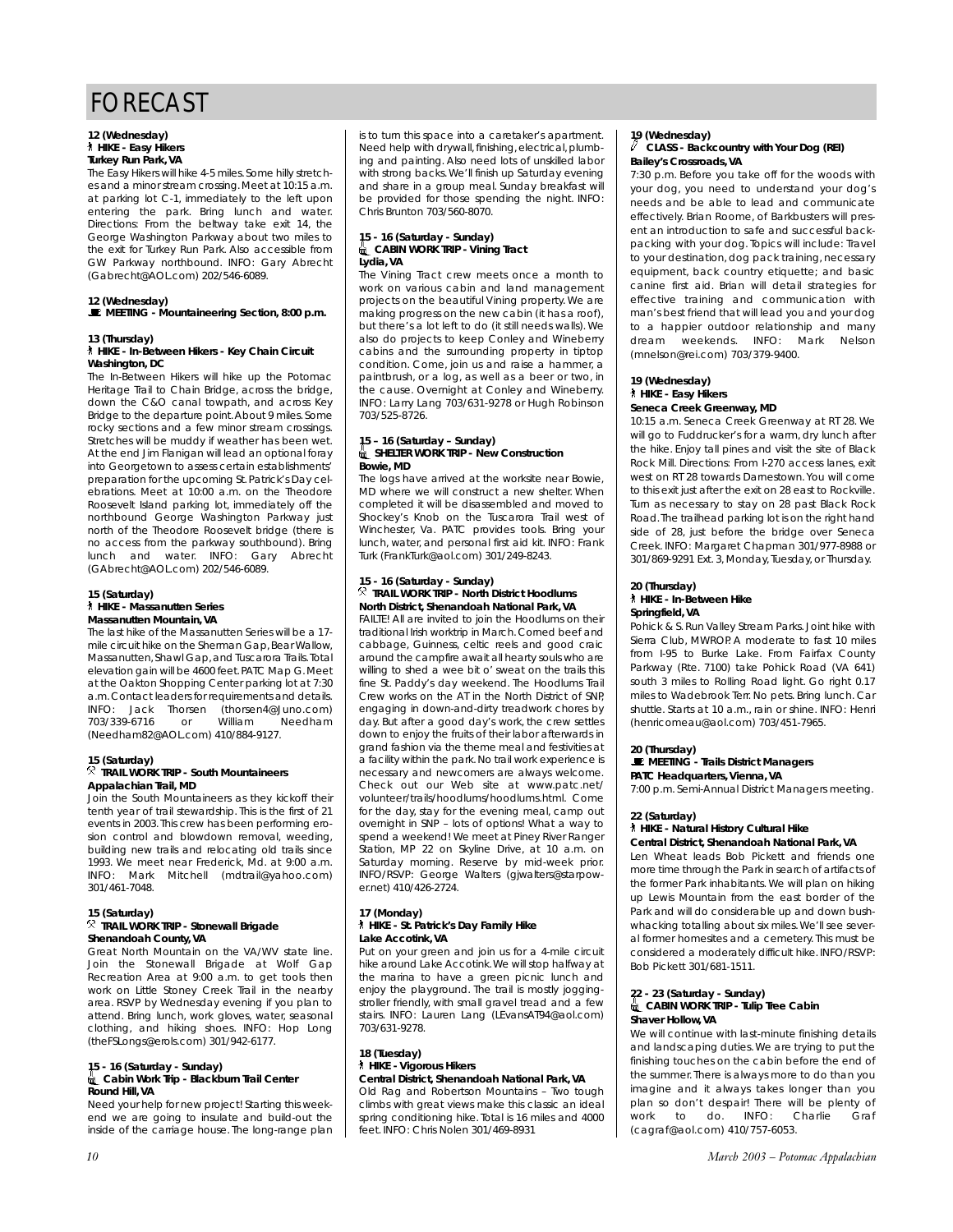# FORECAST

**12 (Wednesday)**
**HIKE - Easy Hikers**
**Turkey Run Park, VA**

The Easy Hikers will hike 4-5 miles. Some hilly stretches and a minor stream crossing. Meet at 10:15 a.m. at parking lot C-1, immediately to the left upon entering the park. Bring lunch and water. Directions: From the beltway take exit 14, the George Washington Parkway about two miles to the exit for Turkey Run Park. Also accessible from GW Parkway northbound. INFO: Gary Abrecht (Gabrecht@AOL.com) 202/546-6089.

**12 (Wednesday)**
**MEETING - Mountaineering Section, 8:00 p.m.**

**13 (Thursday)**
**HIKE - In-Between Hikers - Key Chain Circuit**
**Washington, DC**

The In-Between Hikers will hike up the Potomac Heritage Trail to Chain Bridge, across the bridge, down the C&O canal towpath, and across Key Bridge to the departure point. About 9 miles. Some rocky sections and a few minor stream crossings. Stretches will be muddy if weather has been wet. At the end Jim Flanigan will lead an optional foray into Georgetown to assess certain establishments' preparation for the upcoming St. Patrick's Day celebrations. Meet at 10:00 a.m. on the Theodore Roosevelt Island parking lot, immediately off the northbound George Washington Parkway just north of the Theodore Roosevelt bridge (there is no access from the parkway southbound). Bring lunch and water. INFO: Gary Abrecht (GAbrecht@AOL.com) 202/546-6089.

**15 (Saturday)**
**HIKE - Massanutten Series**
**Massanutten Mountain, VA**

The last hike of the Massanutten Series will be a 17-mile circuit hike on the Sherman Gap, Bear Wallow, Massanutten, Shawl Gap, and Tuscarora Trails. Total elevation gain will be 4600 feet. PATC Map G. Meet at the Oakton Shopping Center parking lot at 7:30 a.m. Contact leaders for requirements and details. INFO: Jack Thorsen (thorsen4@Juno.com) 703/339-6716 or William Needham (Needham82@AOL.com) 410/884-9127.

**15 (Saturday)**
**TRAIL WORK TRIP - South Mountaineers**
**Appalachian Trail, MD**

Join the South Mountaineers as they kickoff their tenth year of trail stewardship. This is the first of 21 events in 2003. This crew has been performing erosion control and blowdown removal, weeding, building new trails and relocating old trails since 1993. We meet near Frederick, Md. at 9:00 a.m. INFO: Mark Mitchell (mdtrail@yahoo.com) 301/461-7048.

**15 (Saturday)**
**TRAIL WORK TRIP - Stonewall Brigade**
**Shenandoah County, VA**

Great North Mountain on the VA/WV state line. Join the Stonewall Brigade at Wolf Gap Recreation Area at 9:00 a.m. to get tools then work on Little Stoney Creek Trail in the nearby area. RSVP by Wednesday evening if you plan to attend. Bring lunch, work gloves, water, seasonal clothing, and hiking shoes. INFO: Hop Long (theFSLongs@erols.com) 301/942-6177.

**15 - 16 (Saturday - Sunday)**
**Cabin Work Trip - Blackburn Trail Center**
**Round Hill, VA**

Need your help for new project! Starting this weekend we are going to insulate and build-out the inside of the carriage house. The long-range plan is to turn this space into a caretaker's apartment. Need help with drywall, finishing, electrical, plumbing and painting. Also need lots of unskilled labor with strong backs. We'll finish up Saturday evening and share in a group meal. Sunday breakfast will be provided for those spending the night. INFO: Chris Brunton 703/560-8070.

**15 - 16 (Saturday - Sunday)**
**CABIN WORK TRIP - Vining Tract**
**Lydia, VA**

The Vining Tract crew meets once a month to work on various cabin and land management projects on the beautiful Vining property. We are making progress on the new cabin (it has a roof), but there's a lot left to do (it still needs walls). We also do projects to keep Conley and Wineberry cabins and the surrounding property in tiptop condition. Come, join us and raise a hammer, a paintbrush, or a log, as well as a beer or two, in the cause. Overnight at Conley and Wineberry. INFO: Larry Lang 703/631-9278 or Hugh Robinson 703/525-8726.

**15 – 16 (Saturday – Sunday)**
**SHELTER WORK TRIP - New Construction**
**Bowie, MD**

The logs have arrived at the worksite near Bowie, MD where we will construct a new shelter. When completed it will be disassembled and moved to Shockey's Knob on the Tuscarora Trail west of Winchester, Va. PATC provides tools. Bring your lunch, water, and personal first aid kit. INFO: Frank Turk (FrankTurk@aol.com) 301/249-8243.

**15 - 16 (Saturday - Sunday)**
**TRAIL WORK TRIP - North District Hoodlums**
**North District, Shenandoah National Park, VA**

FAILTE! All are invited to join the Hoodlums on their traditional Irish worktrip in March. Corned beef and cabbage, Guinness, celtic reels and good craic around the campfire await all hearty souls who are willing to shed a wee bit o' sweat on the trails this fine St. Paddy's day weekend. The Hoodlums Trail Crew works on the AT in the North District of SNP, engaging in down-and-dirty treadwork chores by day. But after a good day's work, the crew settles down to enjoy the fruits of their labor afterwards in grand fashion via the theme meal and festivities at a facility within the park. No trail work experience is necessary and newcomers are always welcome. Check out our Web site at www.patc.net/volunteer/trails/hoodlums/hoodlums.html. Come for the day, stay for the evening meal, camp out overnight in SNP – lots of options! What a way to spend a weekend! We meet at Piney River Ranger Station, MP 22 on Skyline Drive, at 10 a.m. on Saturday morning. Reserve by mid-week prior. INFO/RSVP: George Walters (gjwalters@starpower.net) 410/426-2724.

**17 (Monday)**
**HIKE - St. Patrick's Day Family Hike**
**Lake Accotink, VA**

Put on your green and join us for a 4-mile circuit hike around Lake Accotink. We will stop halfway at the marina to have a green picnic lunch and enjoy the playground. The trail is mostly jogging-stroller friendly, with small gravel tread and a few stairs. INFO: Lauren Lang (LEvansAT94@aol.com) 703/631-9278.

**18 (Tuesday)**
**HIKE - Vigorous Hikers**
**Central District, Shenandoah National Park, VA**

Old Rag and Robertson Mountains – Two tough climbs with great views make this classic an ideal spring conditioning hike. Total is 16 miles and 4000 feet. INFO: Chris Nolen 301/469-8931

**19 (Wednesday)**
**CLASS - Backcountry with Your Dog (REI)**
**Bailey's Crossroads, VA**

7:30 p.m. Before you take off for the woods with your dog, you need to understand your dog's needs and be able to lead and communicate effectively. Brian Roome, of Barkbusters will present an introduction to safe and successful backpacking with your dog. Topics will include: Travel to your destination, dog pack training, necessary equipment, back country etiquette; and basic canine first aid. Brian will detail strategies for effective training and communication with man's best friend that will lead you and your dog to a happier outdoor relationship and many dream weekends. INFO: Mark Nelson (mnelson@rei.com) 703/379-9400.

**19 (Wednesday)**
**HIKE - Easy Hikers**
**Seneca Creek Greenway, MD**

10:15 a.m. Seneca Creek Greenway at RT 28. We will go to Fuddrucker's for a warm, dry lunch after the hike. Enjoy tall pines and visit the site of Black Rock Mill. Directions: From I-270 access lanes, exit west on RT 28 towards Darnestown. You will come to this exit just after the exit on 28 east to Rockville. Turn as necessary to stay on 28 past Black Rock Road. The trailhead parking lot is on the right hand side of 28, just before the bridge over Seneca Creek. INFO: Margaret Chapman 301/977-8988 or 301/869-9291 Ext. 3, Monday, Tuesday, or Thursday.

**20 (Thursday)**
**HIKE - In-Between Hike**
**Springfield, VA**

Pohick & S. Run Valley Stream Parks. Joint hike with Sierra Club, MWROP. A moderate to fast 10 miles from I-95 to Burke Lake. From Fairfax County Parkway (Rte. 7100) take Pohick Road (VA 641) south 3 miles to Rolling Road light. Go right 0.17 miles to Wadebrook Terr. No pets. Bring lunch. Car shuttle. Starts at 10 a.m., rain or shine. INFO: Henri (henricomeau@aol.com) 703/451-7965.

**20 (Thursday)**
**MEETING - Trails District Managers**
**PATC Headquarters, Vienna, VA**

7:00 p.m. Semi-Annual District Managers meeting.

**22 (Saturday)**
**HIKE - Natural History Cultural Hike**
**Central District, Shenandoah National Park, VA**

Len Wheat leads Bob Pickett and friends one more time through the Park in search of artifacts of the former Park inhabitants. We will plan on hiking up Lewis Mountain from the east border of the Park and will do considerable up and down bushwhacking totalling about six miles. We'll see several former homesites and a cemetery. This must be considered a moderately difficult hike. INFO/RSVP: Bob Pickett 301/681-1511.

**22 - 23 (Saturday - Sunday)**
**CABIN WORK TRIP - Tulip Tree Cabin**
**Shaver Hollow, VA**

We will continue with last-minute finishing details and landscaping duties. We are trying to put the finishing touches on the cabin before the end of the summer. There is always more to do than you imagine and it always takes longer than you plan so don't despair! There will be plenty of work to do. INFO: Charlie Graf (cagraf@aol.com) 410/757-6053.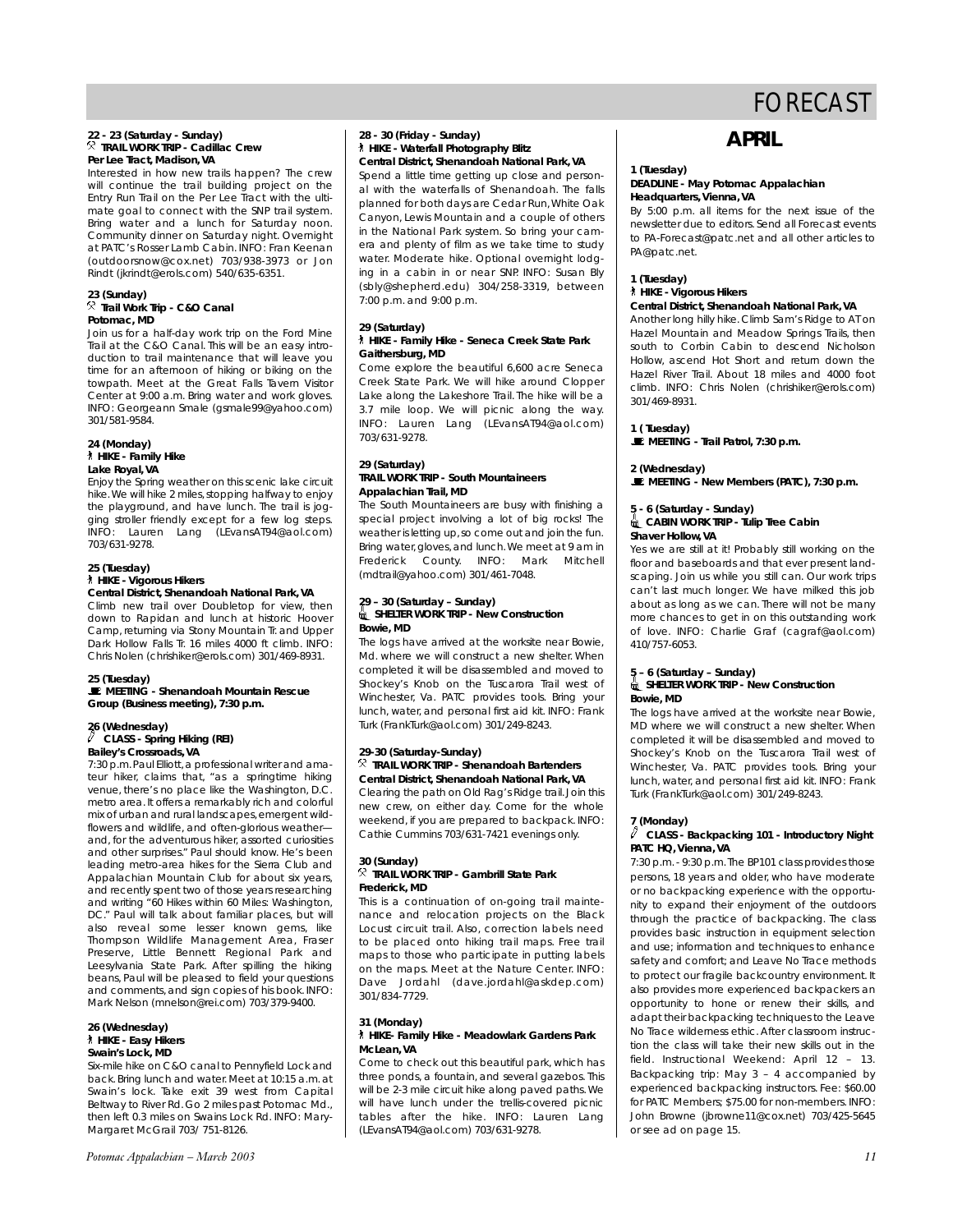# FORECAST

**22 - 23 (Saturday - Sunday)**
**TRAIL WORK TRIP - Cadillac Crew**
**Per Lee Tract, Madison, VA**

Interested in how new trails happen? The crew will continue the trail building project on the Entry Run Trail on the Per Lee Tract with the ultimate goal to connect with the SNP trail system. Bring water and a lunch for Saturday noon. Community dinner on Saturday night. Overnight at PATC's Rosser Lamb Cabin. INFO: Fran Keenan (outdoorsnow@cox.net) 703/938-3973 or Jon Rindt (jkrindt@erols.com) 540/635-6351.

**23 (Sunday)**
**Trail Work Trip - C&O Canal**
**Potomac, MD**

Join us for a half-day work trip on the Ford Mine Trail at the C&O Canal. This will be an easy introduction to trail maintenance that will leave you time for an afternoon of hiking or biking on the towpath. Meet at the Great Falls Tavern Visitor Center at 9:00 a.m. Bring water and work gloves. INFO: Georgeann Smale (gsmale99@yahoo.com) 301/581-9584.

**24 (Monday)**
**HIKE - Family Hike**
**Lake Royal, VA**

Enjoy the Spring weather on this scenic lake circuit hike. We will hike 2 miles, stopping halfway to enjoy the playground, and have lunch. The trail is jogging stroller friendly except for a few log steps. INFO: Lauren Lang (LEvansAT94@aol.com) 703/631-9278.

**25 (Tuesday)**
**HIKE - Vigorous Hikers**
**Central District, Shenandoah National Park, VA**

Climb new trail over Doubletop for view, then down to Rapidan and lunch at historic Hoover Camp, returning via Stony Mountain Tr. and Upper Dark Hollow Falls Tr. 16 miles 4000 ft climb. INFO: Chris Nolen (chrishiker@erols.com) 301/469-8931.

**25 (Tuesday)**
**MEETING - Shenandoah Mountain Rescue Group (Business meeting), 7:30 p.m.**

**26 (Wednesday)**
**CLASS - Spring Hiking (REI)**
**Bailey's Crossroads, VA**

7:30 p.m. Paul Elliott, a professional writer and amateur hiker, claims that, "as a springtime hiking venue, there's no place like the Washington, D.C. metro area. It offers a remarkably rich and colorful mix of urban and rural landscapes, emergent wildflowers and wildlife, and often-glorious weather—and, for the adventurous hiker, assorted curiosities and other surprises." Paul should know. He's been leading metro-area hikes for the Sierra Club and Appalachian Mountain Club for about six years, and recently spent two of those years researching and writing "60 Hikes within 60 Miles: Washington, DC." Paul will talk about familiar places, but will also reveal some lesser known gems, like Thompson Wildlife Management Area, Fraser Preserve, Little Bennett Regional Park and Leesylvania State Park. After spilling the hiking beans, Paul will be pleased to field your questions and comments, and sign copies of his book. INFO: Mark Nelson (mnelson@rei.com) 703/379-9400.

**26 (Wednesday)**
**HIKE - Easy Hikers**
**Swain's Lock, MD**

Six-mile hike on C&O canal to Pennyfield Lock and back. Bring lunch and water. Meet at 10:15 a.m. at Swain's lock. Take exit 39 west from Capital Beltway to River Rd. Go 2 miles past Potomac Md., then left 0.3 miles on Swains Lock Rd. INFO: Mary-Margaret McGrail 703/ 751-8126.

**28 - 30 (Friday - Sunday)**
**HIKE - Waterfall Photography Blitz**
**Central District, Shenandoah National Park, VA**

Spend a little time getting up close and personal with the waterfalls of Shenandoah. The falls planned for both days are Cedar Run, White Oak Canyon, Lewis Mountain and a couple of others in the National Park system. So bring your camera and plenty of film as we take time to study water. Moderate hike. Optional overnight lodging in a cabin in or near SNP. INFO: Susan Bly (sbly@shepherd.edu) 304/258-3319, between 7:00 p.m. and 9:00 p.m.

**29 (Saturday)**
**HIKE - Family Hike - Seneca Creek State Park**
**Gaithersburg, MD**

Come explore the beautiful 6,600 acre Seneca Creek State Park. We will hike around Clopper Lake along the Lakeshore Trail. The hike will be a 3.7 mile loop. We will picnic along the way. INFO: Lauren Lang (LEvansAT94@aol.com) 703/631-9278.

**29 (Saturday)**
**TRAIL WORK TRIP - South Mountaineers**
**Appalachian Trail, MD**

The South Mountaineers are busy with finishing a special project involving a lot of big rocks! The weather is letting up, so come out and join the fun. Bring water, gloves, and lunch. We meet at 9 am in Frederick County. INFO: Mark Mitchell (mdtrail@yahoo.com) 301/461-7048.

**29 – 30 (Saturday – Sunday)**
**SHELTER WORK TRIP - New Construction**
**Bowie, MD**

The logs have arrived at the worksite near Bowie, Md. where we will construct a new shelter. When completed it will be disassembled and moved to Shockey's Knob on the Tuscarora Trail west of Winchester, Va. PATC provides tools. Bring your lunch, water, and personal first aid kit. INFO: Frank Turk (FrankTurk@aol.com) 301/249-8243.

**29-30 (Saturday-Sunday)**
**TRAIL WORK TRIP - Shenandoah Bartenders**
**Central District, Shenandoah National Park, VA**

Clearing the path on Old Rag's Ridge trail. Join this new crew, on either day. Come for the whole weekend, if you are prepared to backpack. INFO: Cathie Cummins 703/631-7421 evenings only.

**30 (Sunday)**
**TRAIL WORK TRIP - Gambrill State Park**
**Frederick, MD**

This is a continuation of on-going trail maintenance and relocation projects on the Black Locust circuit trail. Also, correction labels need to be placed onto hiking trail maps. Free trail maps to those who participate in putting labels on the maps. Meet at the Nature Center. INFO: Dave Jordahl (dave.jordahl@askdep.com) 301/834-7729.

**31 (Monday)**
**HIKE- Family Hike - Meadowlark Gardens Park**
**McLean, VA**

Come to check out this beautiful park, which has three ponds, a fountain, and several gazebos. This will be 2-3 mile circuit hike along paved paths. We will have lunch under the trellis-covered picnic tables after the hike. INFO: Lauren Lang (LEvansAT94@aol.com) 703/631-9278.

## APRIL

**1 (Tuesday)**
**DEADLINE - May Potomac Appalachian**
**Headquarters, Vienna, VA**

By 5:00 p.m. all items for the next issue of the newsletter due to editors. Send all Forecast events to PA-Forecast@patc.net and all other articles to PA@patc.net.

**1 (Tuesday)**
**HIKE - Vigorous Hikers**
**Central District, Shenandoah National Park, VA**

Another long hilly hike. Climb Sam's Ridge to AT on Hazel Mountain and Meadow Springs Trails, then south to Corbin Cabin to descend Nicholson Hollow, ascend Hot Short and return down the Hazel River Trail. About 18 miles and 4000 foot climb. INFO: Chris Nolen (chrishiker@erols.com) 301/469-8931.

**1 ( Tuesday)**
**MEETING - Trail Patrol, 7:30 p.m.**

**2 (Wednesday)**
**MEETING - New Members (PATC), 7:30 p.m.**

**5 - 6 (Saturday - Sunday)**
**CABIN WORK TRIP - Tulip Tree Cabin**
**Shaver Hollow, VA**

Yes we are still at it! Probably still working on the floor and baseboards and that ever present landscaping. Join us while you still can. Our work trips can't last much longer. We have milked this job about as long as we can. There will not be many more chances to get in on this outstanding work of love. INFO: Charlie Graf (cagraf@aol.com) 410/757-6053.

**5 – 6 (Saturday – Sunday)**
**SHELTER WORK TRIP - New Construction**
**Bowie, MD**

The logs have arrived at the worksite near Bowie, MD where we will construct a new shelter. When completed it will be disassembled and moved to Shockey's Knob on the Tuscarora Trail west of Winchester, Va. PATC provides tools. Bring your lunch, water, and personal first aid kit. INFO: Frank Turk (FrankTurk@aol.com) 301/249-8243.

**7 (Monday)**
**CLASS - Backpacking 101 - Introductory Night**
**PATC HQ, Vienna, VA**

7:30 p.m. - 9:30 p.m. The BP101 class provides those persons, 18 years and older, who have moderate or no backpacking experience with the opportunity to expand their enjoyment of the outdoors through the practice of backpacking. The class provides basic instruction in equipment selection and use; information and techniques to enhance safety and comfort; and Leave No Trace methods to protect our fragile backcountry environment. It also provides more experienced backpackers an opportunity to hone or renew their skills, and adapt their backpacking techniques to the Leave No Trace wilderness ethic. After classroom instruction the class will take their new skills out in the field. Instructional Weekend: April 12 – 13. Backpacking trip: May 3 – 4 accompanied by experienced backpacking instructors. Fee: $60.00 for PATC Members; $75.00 for non-members. INFO: John Browne (jbrowne11@cox.net) 703/425-5645 or see ad on page 15.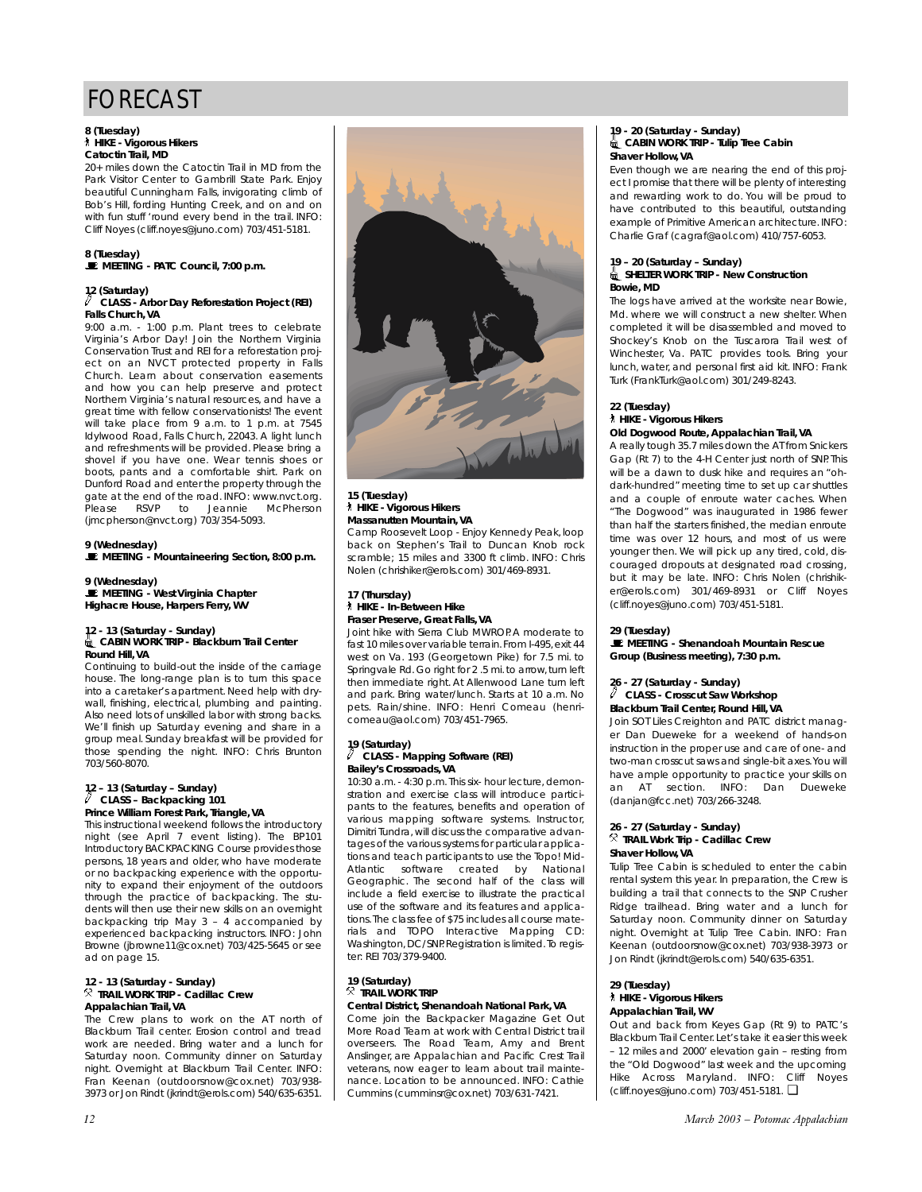# FORECAST

**8 (Tuesday)**
**HIKE - Vigorous Hikers**
**Catoctin Trail, MD**
20+ miles down the Catoctin Trail in MD from the Park Visitor Center to Gambrill State Park. Enjoy beautiful Cunningham Falls, invigorating climb of Bob's Hill, fording Hunting Creek, and on and on with fun stuff 'round every bend in the trail. INFO: Cliff Noyes (cliff.noyes@juno.com) 703/451-5181.

**8 (Tuesday)**
**MEETING - PATC Council, 7:00 p.m.**

**12 (Saturday)**
**CLASS - Arbor Day Reforestation Project (REI)**
**Falls Church, VA**
9:00 a.m. - 1:00 p.m. Plant trees to celebrate Virginia's Arbor Day! Join the Northern Virginia Conservation Trust and REI for a reforestation project on an NVCT protected property in Falls Church. Learn about conservation easements and how you can help preserve and protect Northern Virginia's natural resources, and have a great time with fellow conservationists! The event will take place from 9 a.m. to 1 p.m. at 7545 Idylwood Road, Falls Church, 22043. A light lunch and refreshments will be provided. Please bring a shovel if you have one. Wear tennis shoes or boots, pants and a comfortable shirt. Park on Dunford Road and enter the property through the gate at the end of the road. INFO: www.nvct.org. Please RSVP to Jeannie McPherson (jmcpherson@nvct.org) 703/354-5093.

**9 (Wednesday)**
**MEETING - Mountaineering Section, 8:00 p.m.**

**9 (Wednesday)**
**MEETING - West Virginia Chapter**
**Highacre House, Harpers Ferry, WV**

**12 - 13 (Saturday - Sunday)**
**CABIN WORK TRIP - Blackburn Trail Center**
**Round Hill, VA**
Continuing to build-out the inside of the carriage house. The long-range plan is to turn this space into a caretaker's apartment. Need help with drywall, finishing, electrical, plumbing and painting. Also need lots of unskilled labor with strong backs. We'll finish up Saturday evening and share in a group meal. Sunday breakfast will be provided for those spending the night. INFO: Chris Brunton 703/560-8070.

**12 – 13 (Saturday – Sunday)**
**CLASS – Backpacking 101**
**Prince William Forest Park, Triangle, VA**
This instructional weekend follows the introductory night (see April 7 event listing). The BP101 Introductory BACKPACKING Course provides those persons, 18 years and older, who have moderate or no backpacking experience with the opportunity to expand their enjoyment of the outdoors through the practice of backpacking. The students will then use their new skills on an overnight backpacking trip May 3 – 4 accompanied by experienced backpacking instructors. INFO: John Browne (jbrowne11@cox.net) 703/425-5645 or see ad on page 15.

**12 - 13 (Saturday - Sunday)**
**TRAIL WORK TRIP - Cadillac Crew**
**Appalachian Trail, VA**
The Crew plans to work on the AT north of Blackburn Trail center. Erosion control and tread work are needed. Bring water and a lunch for Saturday noon. Community dinner on Saturday night. Overnight at Blackburn Trail Center. INFO: Fran Keenan (outdoorsnow@cox.net) 703/938-3973 or Jon Rindt (jkrindt@erols.com) 540/635-6351.

**15 (Tuesday)**
**HIKE - Vigorous Hikers**
**Massanutten Mountain, VA**
Camp Roosevelt Loop - Enjoy Kennedy Peak, loop back on Stephen's Trail to Duncan Knob rock scramble; 15 miles and 3300 ft climb. INFO: Chris Nolen (chrishiker@erols.com) 301/469-8931.

**17 (Thursday)**
**HIKE - In-Between Hike**
**Fraser Preserve, Great Falls, VA**
Joint hike with Sierra Club MWROP. A moderate to fast 10 miles over variable terrain. From I-495, exit 44 west on Va. 193 (Georgetown Pike) for 7.5 mi. to Springvale Rd. Go right for 2 .5 mi. to arrow, turn left then immediate right. At Allenwood Lane turn left and park. Bring water/lunch. Starts at 10 a.m. No pets. Rain/shine. INFO: Henri Comeau (henricomeau@aol.com) 703/451-7965.

**19 (Saturday)**
**CLASS - Mapping Software (REI)**
**Bailey's Crossroads, VA**
10:30 a.m. - 4:30 p.m. This six- hour lecture, demonstration and exercise class will introduce participants to the features, benefits and operation of various mapping software systems. Instructor, Dimitri Tundra, will discuss the comparative advantages of the various systems for particular applications and teach participants to use the Topo! Mid-Atlantic software created by National Geographic. The second half of the class will include a field exercise to illustrate the practical use of the software and its features and applications. The class fee of $75 includes all course materials and TOPO Interactive Mapping CD: Washington, DC/SNP. Registration is limited. To register: REI 703/379-9400.

**19 (Saturday)**
**TRAIL WORK TRIP**
**Central District, Shenandoah National Park, VA**
Come join the Backpacker Magazine Get Out More Road Team at work with Central District trail overseers. The Road Team, Amy and Brent Anslinger, are Appalachian and Pacific Crest Trail veterans, now eager to learn about trail maintenance. Location to be announced. INFO: Cathie Cummins (cumminsr@cox.net) 703/631-7421.

**19 - 20 (Saturday - Sunday)**
**CABIN WORK TRIP - Tulip Tree Cabin**
**Shaver Hollow, VA**
Even though we are nearing the end of this project I promise that there will be plenty of interesting and rewarding work to do. You will be proud to have contributed to this beautiful, outstanding example of Primitive American architecture. INFO: Charlie Graf (cagraf@aol.com) 410/757-6053.

**19 – 20 (Saturday – Sunday)**
**SHELTER WORK TRIP - New Construction**
**Bowie, MD**
The logs have arrived at the worksite near Bowie, Md. where we will construct a new shelter. When completed it will be disassembled and moved to Shockey's Knob on the Tuscarora Trail west of Winchester, Va. PATC provides tools. Bring your lunch, water, and personal first aid kit. INFO: Frank Turk (FrankTurk@aol.com) 301/249-8243.

**22 (Tuesday)**
**HIKE - Vigorous Hikers**
**Old Dogwood Route, Appalachian Trail, VA**
A really tough 35.7 miles down the AT from Snickers Gap (Rt 7) to the 4-H Center just north of SNP. This will be a dawn to dusk hike and requires an "oh-dark-hundred" meeting time to set up car shuttles and a couple of enroute water caches. When "The Dogwood" was inaugurated in 1986 fewer than half the starters finished, the median enroute time was over 12 hours, and most of us were younger then. We will pick up any tired, cold, discouraged dropouts at designated road crossing, but it may be late. INFO: Chris Nolen (chrishiker@erols.com) 301/469-8931 or Cliff Noyes (cliff.noyes@juno.com) 703/451-5181.

**29 (Tuesday)**
**MEETING - Shenandoah Mountain Rescue Group (Business meeting), 7:30 p.m.**

**26 - 27 (Saturday - Sunday)**
**CLASS - Crosscut Saw Workshop**
**Blackburn Trail Center, Round Hill, VA**
Join SOT Liles Creighton and PATC district manager Dan Dueweke for a weekend of hands-on instruction in the proper use and care of one- and two-man crosscut saws and single-bit axes. You will have ample opportunity to practice your skills on an AT section. INFO: Dan Dueweke (danjan@fcc.net) 703/266-3248.

**26 - 27 (Saturday - Sunday)**
**TRAIL Work Trip - Cadillac Crew**
**Shaver Hollow, VA**
Tulip Tree Cabin is scheduled to enter the cabin rental system this year. In preparation, the Crew is building a trail that connects to the SNP Crusher Ridge trailhead. Bring water and a lunch for Saturday noon. Community dinner on Saturday night. Overnight at Tulip Tree Cabin. INFO: Fran Keenan (outdoorsnow@cox.net) 703/938-3973 or Jon Rindt (jkrindt@erols.com) 540/635-6351.

**29 (Tuesday)**
**HIKE - Vigorous Hikers**
**Appalachian Trail, WV**
Out and back from Keyes Gap (Rt 9) to PATC's Blackburn Trail Center. Let's take it easier this week – 12 miles and 2000' elevation gain – resting from the "Old Dogwood" last week and the upcoming Hike Across Maryland. INFO: Cliff Noyes (cliff.noyes@juno.com) 703/451-5181. ❑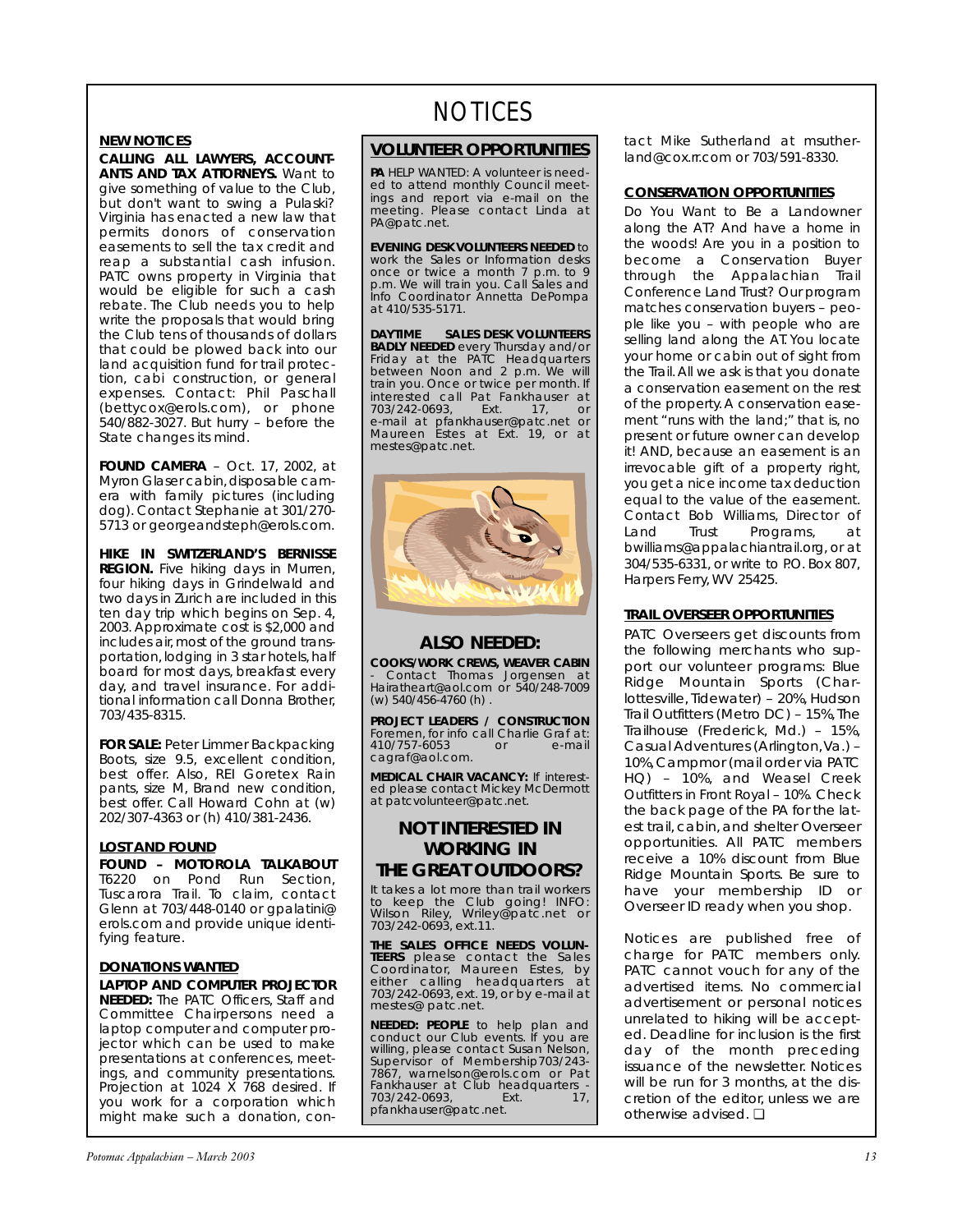# NOTICES

## NEW NOTICES

**CALLING ALL LAWYERS, ACCOUNTANTS AND TAX ATTORNEYS.** Want to give something of value to the Club, but don't want to swing a Pulaski? Virginia has enacted a new law that permits donors of conservation easements to sell the tax credit and reap a substantial cash infusion. PATC owns property in Virginia that would be eligible for such a cash rebate. The Club needs you to help write the proposals that would bring the Club tens of thousands of dollars that could be plowed back into our land acquisition fund for trail protection, cabi construction, or general expenses. Contact: Phil Paschall (bettycox@erols.com), or phone 540/882-3027. But hurry – before the State changes its mind.

**FOUND CAMERA** – Oct. 17, 2002, at Myron Glaser cabin, disposable camera with family pictures (including dog). Contact Stephanie at 301/270-5713 or georgeandsteph@erols.com.

**HIKE IN SWITZERLAND'S BERNISSE REGION.** Five hiking days in Murren, four hiking days in Grindelwald and two days in Zurich are included in this ten day trip which begins on Sep. 4, 2003. Approximate cost is $2,000 and includes air, most of the ground transportation, lodging in 3 star hotels, half board for most days, breakfast every day, and travel insurance. For additional information call Donna Brother, 703/435-8315.

**FOR SALE:** Peter Limmer Backpacking Boots, size 9.5, excellent condition, best offer. Also, REI Goretex Rain pants, size M, Brand new condition, best offer. Call Howard Cohn at (w) 202/307-4363 or (h) 410/381-2436.

## LOST AND FOUND

**FOUND – MOTOROLA TALKABOUT** T6220 on Pond Run Section, Tuscarora Trail. To claim, contact Glenn at 703/448-0140 or gpalatini@erols.com and provide unique identifying feature.

## DONATIONS WANTED

**LAPTOP AND COMPUTER PROJECTOR NEEDED:** The PATC Officers, Staff and Committee Chairpersons need a laptop computer and computer projector which can be used to make presentations at conferences, meetings, and community presentations. Projection at 1024 X 768 desired. If you work for a corporation which might make such a donation, contact Mike Sutherland at msutherland@cox.rr.com or 703/591-8330.

## VOLUNTEER OPPORTUNITIES

**PA** HELP WANTED: A volunteer is needed to attend monthly Council meetings and report via e-mail on the meeting. Please contact Linda at PA@patc.net.

**EVENING DESK VOLUNTEERS NEEDED** to work the Sales or Information desks once or twice a month 7 p.m. to 9 p.m. We will train you. Call Sales and Info Coordinator Annetta DePompa at 410/535-5171.

**DAYTIME SALES DESK VOLUNTEERS BADLY NEEDED** every Thursday and/or Friday at the PATC Headquarters between Noon and 2 p.m. We will train you. Once or twice per month. If interested call Pat Fankhauser at 703/242-0693, Ext. 17, or e-mail at pfankhauser@patc.net or Maureen Estes at Ext. 19, or at mestes@patc.net.

### ALSO NEEDED:

**COOKS/WORK CREWS, WEAVER CABIN** - Contact Thomas Jorgensen at Hairatheart@aol.com or 540/248-7009 (w) 540/456-4760 (h) .

**PROJECT LEADERS / CONSTRUCTION** Foremen, for info call Charlie Graf at: 410/757-6053 or e-mail cagraf@aol.com.

**MEDICAL CHAIR VACANCY:** If interested please contact Mickey McDermott at patcvolunteer@patc.net.

### NOT INTERESTED IN WORKING IN THE GREAT OUTDOORS?

It takes a lot more than trail workers to keep the Club going! INFO: Wilson Riley, Wriley@patc.net or 703/242-0693, ext.11.

**THE SALES OFFICE NEEDS VOLUNTEERS** please contact the Sales Coordinator, Maureen Estes, by either calling headquarters at 703/242-0693, ext. 19, or by e-mail at mestes@ patc.net.

**NEEDED: PEOPLE** to help plan and conduct our Club events. If you are willing, please contact Susan Nelson, Supervisor of Membership 703/243-7867, warnelson@erols.com or Pat Fankhauser at Club headquarters - 703/242-0693, Ext. 17, pfankhauser@patc.net.

## CONSERVATION OPPORTUNITIES

Do You Want to Be a Landowner along the AT? And have a home in the woods! Are you in a position to become a Conservation Buyer through the Appalachian Trail Conference Land Trust? Our program matches conservation buyers – people like you – with people who are selling land along the AT. You locate your home or cabin out of sight from the Trail. All we ask is that you donate a conservation easement on the rest of the property. A conservation easement "runs with the land;" that is, no present or future owner can develop it! AND, because an easement is an irrevocable gift of a property right, you get a nice income tax deduction equal to the value of the easement. Contact Bob Williams, Director of Land Trust Programs, at bwilliams@appalachiantrail.org, or at 304/535-6331, or write to P.O. Box 807, Harpers Ferry, WV 25425.

## TRAIL OVERSEER OPPORTUNITIES

PATC Overseers get discounts from the following merchants who support our volunteer programs: Blue Ridge Mountain Sports (Charlottesville, Tidewater) – 20%, Hudson Trail Outfitters (Metro DC) – 15%, The Trailhouse (Frederick, Md.) – 15%, Casual Adventures (Arlington, Va.) – 10%, Campmor (mail order via PATC HQ) – 10%, and Weasel Creek Outfitters in Front Royal – 10%. Check the back page of the PA for the latest trail, cabin, and shelter Overseer opportunities. All PATC members receive a 10% discount from Blue Ridge Mountain Sports. Be sure to have your membership ID or Overseer ID ready when you shop.

Notices are published free of charge for PATC members only. PATC cannot vouch for any of the advertised items. No commercial advertisement or personal notices unrelated to hiking will be accepted. Deadline for inclusion is the first day of the month preceding issuance of the newsletter. Notices will be run for 3 months, at the discretion of the editor, unless we are otherwise advised. ❑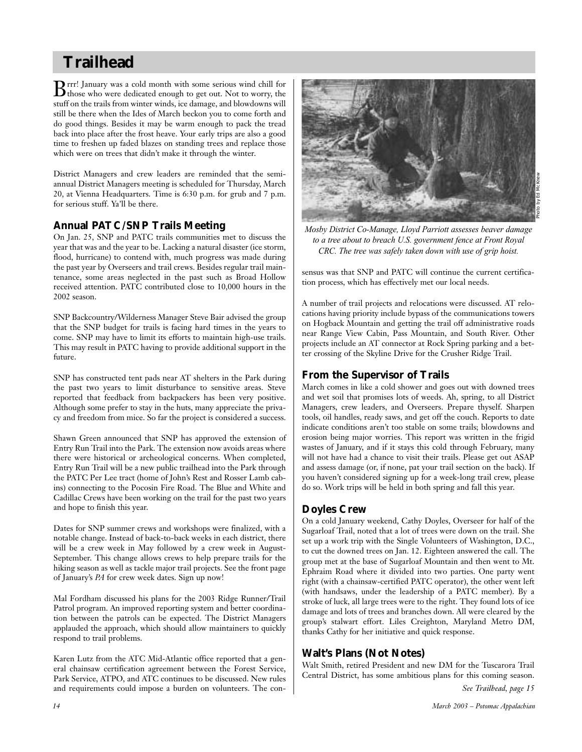# Trailhead

Brrr! January was a cold month with some serious wind chill for those who were dedicated enough to get out. Not to worry, the stuff on the trails from winter winds, ice damage, and blowdowns will still be there when the Ides of March beckon you to come forth and do good things. Besides it may be warm enough to pack the tread back into place after the frost heave. Your early trips are also a good time to freshen up faded blazes on standing trees and replace those which were on trees that didn't make it through the winter.

District Managers and crew leaders are reminded that the semi-annual District Managers meeting is scheduled for Thursday, March 20, at Vienna Headquarters. Time is 6:30 p.m. for grub and 7 p.m. for serious stuff. Ya'll be there.

## Annual PATC/SNP Trails Meeting

On Jan. 25, SNP and PATC trails communities met to discuss the year that was and the year to be. Lacking a natural disaster (ice storm, flood, hurricane) to contend with, much progress was made during the past year by Overseers and trail crews. Besides regular trail maintenance, some areas neglected in the past such as Broad Hollow received attention. PATC contributed close to 10,000 hours in the 2002 season.

SNP Backcountry/Wilderness Manager Steve Bair advised the group that the SNP budget for trails is facing hard times in the years to come. SNP may have to limit its efforts to maintain high-use trails. This may result in PATC having to provide additional support in the future.

SNP has constructed tent pads near AT shelters in the Park during the past two years to limit disturbance to sensitive areas. Steve reported that feedback from backpackers has been very positive. Although some prefer to stay in the huts, many appreciate the privacy and freedom from mice. So far the project is considered a success.

Shawn Green announced that SNP has approved the extension of Entry Run Trail into the Park. The extension now avoids areas where there were historical or archeological concerns. When completed, Entry Run Trail will be a new public trailhead into the Park through the PATC Per Lee tract (home of John's Rest and Rosser Lamb cabins) connecting to the Pocosin Fire Road. The Blue and White and Cadillac Crews have been working on the trail for the past two years and hope to finish this year.

Dates for SNP summer crews and workshops were finalized, with a notable change. Instead of back-to-back weeks in each district, there will be a crew week in May followed by a crew week in August-September. This change allows crews to help prepare trails for the hiking season as well as tackle major trail projects. See the front page of January's *PA* for crew week dates. Sign up now!

Mal Fordham discussed his plans for the 2003 Ridge Runner/Trail Patrol program. An improved reporting system and better coordination between the patrols can be expected. The District Managers applauded the approach, which should allow maintainers to quickly respond to trail problems.

Karen Lutz from the ATC Mid-Atlantic office reported that a general chainsaw certification agreement between the Forest Service, Park Service, ATPO, and ATC continues to be discussed. New rules and requirements could impose a burden on volunteers. The consensus was that SNP and PATC will continue the current certification process, which has effectively met our local needs.

Photo by Ed McKnew

*Mosby District Co-Manage, Lloyd Parriott assesses beaver damage to a tree about to breach U.S. government fence at Front Royal CRC. The tree was safely taken down with use of grip hoist.*

A number of trail projects and relocations were discussed. AT relocations having priority include bypass of the communications towers on Hogback Mountain and getting the trail off administrative roads near Range View Cabin, Pass Mountain, and South River. Other projects include an AT connector at Rock Spring parking and a better crossing of the Skyline Drive for the Crusher Ridge Trail.

## From the Supervisor of Trails

March comes in like a cold shower and goes out with downed trees and wet soil that promises lots of weeds. Ah, spring, to all District Managers, crew leaders, and Overseers. Prepare thyself. Sharpen tools, oil handles, ready saws, and get off the couch. Reports to date indicate conditions aren't too stable on some trails; blowdowns and erosion being major worries. This report was written in the frigid wastes of January, and if it stays this cold through February, many will not have had a chance to visit their trails. Please get out ASAP and assess damage (or, if none, pat your trail section on the back). If you haven't considered signing up for a week-long trail crew, please do so. Work trips will be held in both spring and fall this year.

## Doyles Crew

On a cold January weekend, Cathy Doyles, Overseer for half of the Sugarloaf Trail, noted that a lot of trees were down on the trail. She set up a work trip with the Single Volunteers of Washington, D.C., to cut the downed trees on Jan. 12. Eighteen answered the call. The group met at the base of Sugarloaf Mountain and then went to Mt. Ephraim Road where it divided into two parties. One party went right (with a chainsaw-certified PATC operator), the other went left (with handsaws, under the leadership of a PATC member). By a stroke of luck, all large trees were to the right. They found lots of ice damage and lots of trees and branches down. All were cleared by the group's stalwart effort. Liles Creighton, Maryland Metro DM, thanks Cathy for her initiative and quick response.

## Walt's Plans (Not Notes)

Walt Smith, retired President and new DM for the Tuscarora Trail Central District, has some ambitious plans for this coming season.

*See Trailhead, page 15*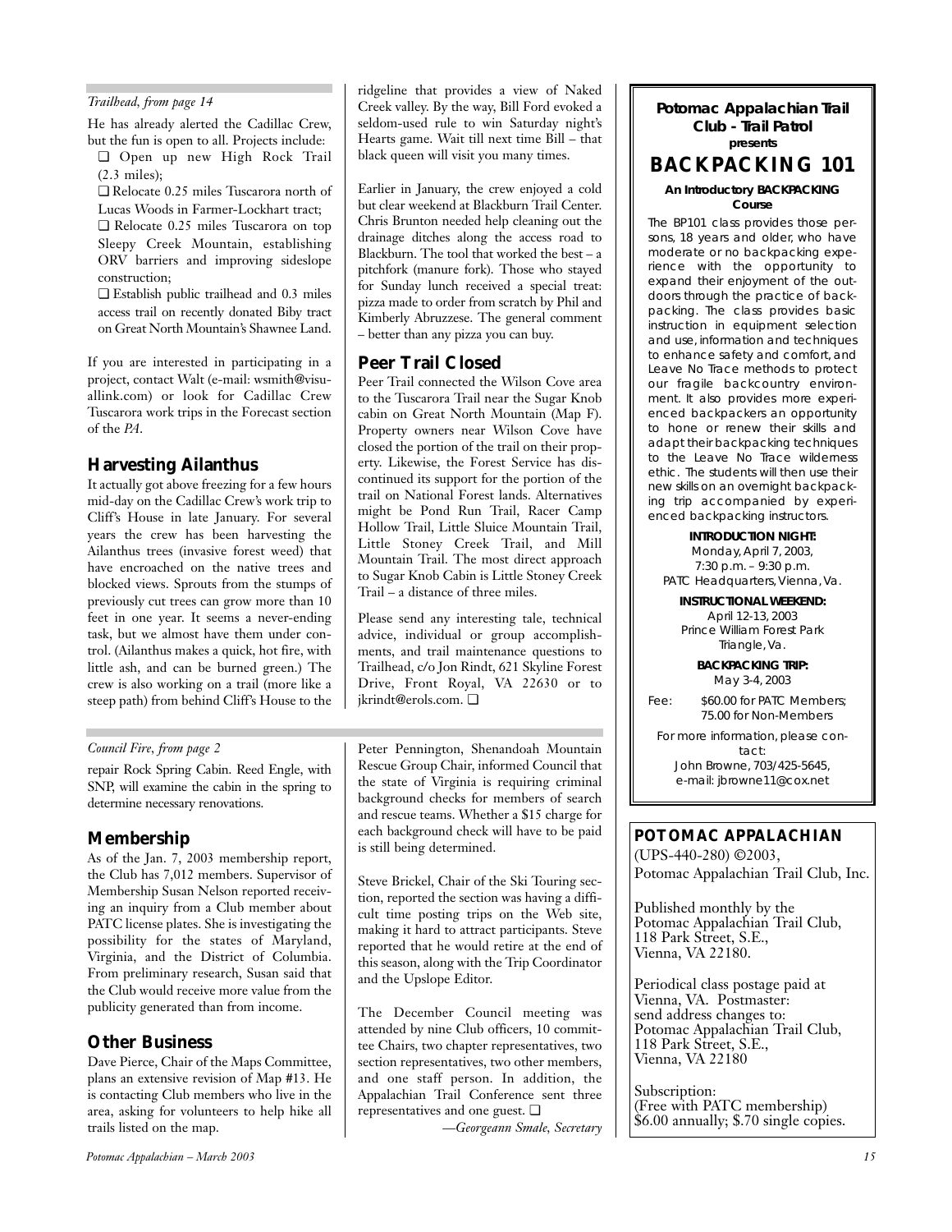*Trailhead, from page 14*

He has already alerted the Cadillac Crew, but the fun is open to all. Projects include:

❑ Open up new High Rock Trail (2.3 miles);

❑ Relocate 0.25 miles Tuscarora north of Lucas Woods in Farmer-Lockhart tract;

❑ Relocate 0.25 miles Tuscarora on top Sleepy Creek Mountain, establishing ORV barriers and improving sideslope construction;

❑ Establish public trailhead and 0.3 miles access trail on recently donated Biby tract on Great North Mountain's Shawnee Land.

If you are interested in participating in a project, contact Walt (e-mail: wsmith@visuallink.com) or look for Cadillac Crew Tuscarora work trips in the Forecast section of the *PA*.

## Harvesting Ailanthus

It actually got above freezing for a few hours mid-day on the Cadillac Crew's work trip to Cliff's House in late January. For several years the crew has been harvesting the Ailanthus trees (invasive forest weed) that have encroached on the native trees and blocked views. Sprouts from the stumps of previously cut trees can grow more than 10 feet in one year. It seems a never-ending task, but we almost have them under control. (Ailanthus makes a quick, hot fire, with little ash, and can be burned green.) The crew is also working on a trail (more like a steep path) from behind Cliff's House to the ridgeline that provides a view of Naked Creek valley. By the way, Bill Ford evoked a seldom-used rule to win Saturday night's Hearts game. Wait till next time Bill – that black queen will visit you many times.

Earlier in January, the crew enjoyed a cold but clear weekend at Blackburn Trail Center. Chris Brunton needed help cleaning out the drainage ditches along the access road to Blackburn. The tool that worked the best – a pitchfork (manure fork). Those who stayed for Sunday lunch received a special treat: pizza made to order from scratch by Phil and Kimberly Abruzzese. The general comment – better than any pizza you can buy.

## Peer Trail Closed

Peer Trail connected the Wilson Cove area to the Tuscarora Trail near the Sugar Knob cabin on Great North Mountain (Map F). Property owners near Wilson Cove have closed the portion of the trail on their property. Likewise, the Forest Service has discontinued its support for the portion of the trail on National Forest lands. Alternatives might be Pond Run Trail, Racer Camp Hollow Trail, Little Sluice Mountain Trail, Little Stoney Creek Trail, and Mill Mountain Trail. The most direct approach to Sugar Knob Cabin is Little Stoney Creek Trail – a distance of three miles.

Please send any interesting tale, technical advice, individual or group accomplishments, and trail maintenance questions to Trailhead, c/o Jon Rindt, 621 Skyline Forest Drive, Front Royal, VA 22630 or to jkrindt@erols.com. ❑

---

*Council Fire, from page 2*

repair Rock Spring Cabin. Reed Engle, with SNP, will examine the cabin in the spring to determine necessary renovations.

## Membership

As of the Jan. 7, 2003 membership report, the Club has 7,012 members. Supervisor of Membership Susan Nelson reported receiving an inquiry from a Club member about PATC license plates. She is investigating the possibility for the states of Maryland, Virginia, and the District of Columbia. From preliminary research, Susan said that the Club would receive more value from the publicity generated than from income.

## Other Business

Dave Pierce, Chair of the Maps Committee, plans an extensive revision of Map #13. He is contacting Club members who live in the area, asking for volunteers to help hike all trails listed on the map.

Peter Pennington, Shenandoah Mountain Rescue Group Chair, informed Council that the state of Virginia is requiring criminal background checks for members of search and rescue teams. Whether a $15 charge for each background check will have to be paid is still being determined.

Steve Brickel, Chair of the Ski Touring section, reported the section was having a difficult time posting trips on the Web site, making it hard to attract participants. Steve reported that he would retire at the end of this season, along with the Trip Coordinator and the Upslope Editor.

The December Council meeting was attended by nine Club officers, 10 committee Chairs, two chapter representatives, two section representatives, two other members, and one staff person. In addition, the Appalachian Trail Conference sent three representatives and one guest. ❑

*—Georgeann Smale, Secretary*

---

**Potomac Appalachian Trail Club - Trail Patrol**
**presents**

# BACKPACKING 101

**An Introductory BACKPACKING Course**

The BP101 class provides those persons, 18 years and older, who have moderate or no backpacking experience with the opportunity to expand their enjoyment of the outdoors through the practice of backpacking. The class provides basic instruction in equipment selection and use, information and techniques to enhance safety and comfort, and Leave No Trace methods to protect our fragile backcountry environment. It also provides more experienced backpackers an opportunity to hone or renew their skills and adapt their backpacking techniques to the Leave No Trace wilderness ethic. The students will then use their new skills on an overnight backpacking trip accompanied by experienced backpacking instructors.

**INTRODUCTION NIGHT:**
Monday, April 7, 2003,
7:30 p.m. – 9:30 p.m.
PATC Headquarters, Vienna, Va.

**INSTRUCTIONAL WEEKEND:**
April 12-13, 2003
Prince William Forest Park
Triangle, Va.

**BACKPACKING TRIP:**
May 3-4, 2003

Fee: $60.00 for PATC Members; 75.00 for Non-Members

For more information, please contact:
John Browne, 703/425-5645,
e-mail: jbrowne11@cox.net

---

**POTOMAC APPALACHIAN**
(UPS-440-280) ©2003,
Potomac Appalachian Trail Club, Inc.

Published monthly by the
Potomac Appalachian Trail Club,
118 Park Street, S.E.,
Vienna, VA 22180.

Periodical class postage paid at
Vienna, VA. Postmaster:
send address changes to:
Potomac Appalachian Trail Club,
118 Park Street, S.E.,
Vienna, VA 22180

Subscription:
(Free with PATC membership)
$6.00 annually; $.70 single copies.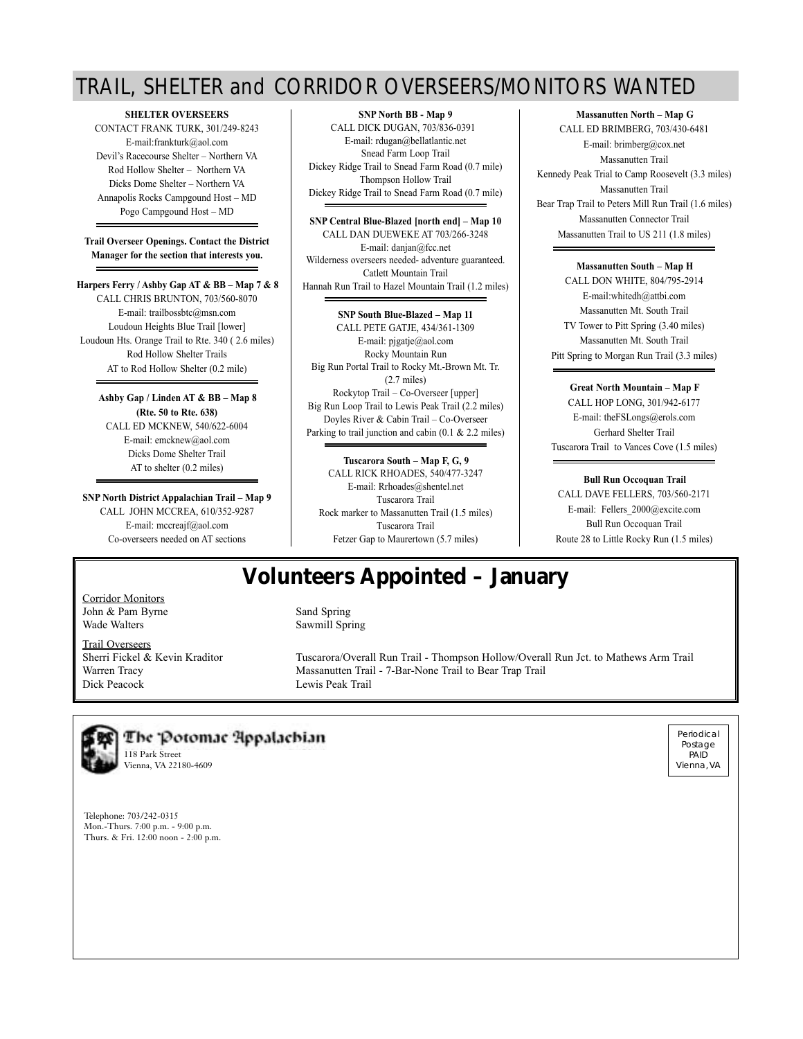# TRAIL, SHELTER and CORRIDOR OVERSEERS/MONITORS WANTED

**SHELTER OVERSEERS**
CONTACT FRANK TURK, 301/249-8243
E-mail:frankturk@aol.com
Devil's Racecourse Shelter – Northern VA
Rod Hollow Shelter – Northern VA
Dicks Dome Shelter – Northern VA
Annapolis Rocks Campgound Host – MD
Pogo Campgound Host – MD

**Trail Overseer Openings. Contact the District Manager for the section that interests you.**

**Harpers Ferry / Ashby Gap AT & BB – Map 7 & 8**
CALL CHRIS BRUNTON, 703/560-8070
E-mail: trailbossbtc@msn.com
Loudoun Heights Blue Trail [lower]
Loudoun Hts. Orange Trail to Rte. 340 ( 2.6 miles)
Rod Hollow Shelter Trails
AT to Rod Hollow Shelter (0.2 mile)

**Ashby Gap / Linden AT & BB – Map 8 (Rte. 50 to Rte. 638)**
CALL ED MCKNEW, 540/622-6004
E-mail: emcknew@aol.com
Dicks Dome Shelter Trail
AT to shelter (0.2 mile)

**SNP North District Appalachian Trail – Map 9**
CALL JOHN MCCREA, 610/352-9287
E-mail: mccreajf@aol.com
Co-overseers needed on AT sections

**SNP North BB - Map 9**
CALL DICK DUGAN, 703/836-0391
E-mail: rdugan@bellatlantic.net
Snead Farm Loop Trail
Dickey Ridge Trail to Snead Farm Road (0.7 mile)
Thompson Hollow Trail
Dickey Ridge Trail to Snead Farm Road (0.7 mile)

**SNP Central Blue-Blazed [north end] – Map 10**
CALL DAN DUEWEKE AT 703/266-3248
E-mail: danjan@fcc.net
Wilderness overseers needed- adventure guaranteed.
Catlett Mountain Trail
Hannah Run Trail to Hazel Mountain Trail (1.2 miles)

**SNP South Blue-Blazed – Map 11**
CALL PETE GATJE, 434/361-1309
E-mail: pjgatje@aol.com
Rocky Mountain Run
Big Run Portal Trail to Rocky Mt.-Brown Mt. Tr. (2.7 miles)
Rockytop Trail – Co-Overseer [upper]
Big Run Loop Trail to Lewis Peak Trail (2.2 miles)
Doyles River & Cabin Trail – Co-Overseer
Parking to trail junction and cabin (0.1 & 2.2 miles)

**Tuscarora South – Map F, G, 9**
CALL RICK RHOADES, 540/477-3247
E-mail: Rrhoades@shentel.net
Tuscarora Trail
Rock marker to Massanutten Trail (1.5 miles)
Tuscarora Trail
Fetzer Gap to Maurertown (5.7 miles)

**Massanutten North – Map G**
CALL ED BRIMBERG, 703/430-6481
E-mail: brimberg@cox.net
Massanutten Trail
Kennedy Peak Trial to Camp Roosevelt (3.3 miles)
Massanutten Trail
Bear Trap Trail to Peters Mill Run Trail (1.6 miles)
Massanutten Connector Trail
Massanutten Trail to US 211 (1.8 miles)

**Massanutten South – Map H**
CALL DON WHITE, 804/795-2914
E-mail:whitedh@attbi.com
Massanutten Mt. South Trail
TV Tower to Pitt Spring (3.40 miles)
Massanutten Mt. South Trail
Pitt Spring to Morgan Run Trail (3.3 miles)

**Great North Mountain – Map F**
CALL HOP LONG, 301/942-6177
E-mail: theFSLongs@erols.com
Gerhard Shelter Trail
Tuscarora Trail to Vances Cove (1.5 miles)

**Bull Run Occoquan Trail**
CALL DAVE FELLERS, 703/560-2171
E-mail: Fellers_2000@excite.com
Bull Run Occoquan Trail
Route 28 to Little Rocky Run (1.5 miles)

## Volunteers Appointed – January

Corridor Monitors

| | |
|---|---|
| John & Pam Byrne | Sand Spring |
| Wade Walters | Sawmill Spring |

Trail Overseers

| | |
|---|---|
| Sherri Fickel & Kevin Kraditor | Tuscarora/Overall Run Trail - Thompson Hollow/Overall Run Jct. to Mathews Arm Trail |
| Warren Tracy | Massanutten Trail - 7-Bar-None Trail to Bear Trap Trail |
| Dick Peacock | Lewis Peak Trail |

The Potomac Appalachian
118 Park Street
Vienna, VA 22180-4609

Periodical Postage PAID Vienna, VA

Telephone: 703/242-0315
Mon.-Thurs. 7:00 p.m. - 9:00 p.m.
Thurs. & Fri. 12:00 noon - 2:00 p.m.